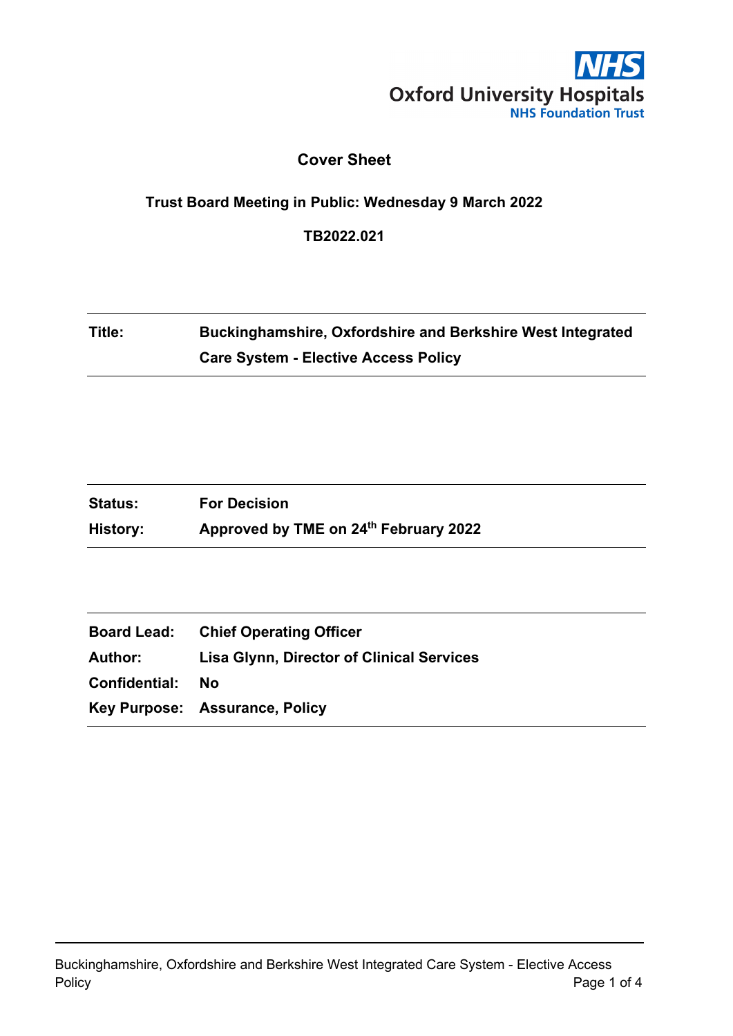Oxford University Hospitals
NHS Foundation Trust

# Cover Sheet

**Trust Board Meeting in Public: Wednesday 9 March 2022**

**TB2022.021**

| | |
|---|---|
| **Title:** | **Buckinghamshire, Oxfordshire and Berkshire West Integrated Care System - Elective Access Policy** |

| | |
|---|---|
| **Status:** | **For Decision** |
| **History:** | **Approved by TME on 24th February 2022** |

| | |
|---|---|
| **Board Lead:** | **Chief Operating Officer** |
| **Author:** | **Lisa Glynn, Director of Clinical Services** |
| **Confidential:** | **No** |
| **Key Purpose:** | **Assurance, Policy** |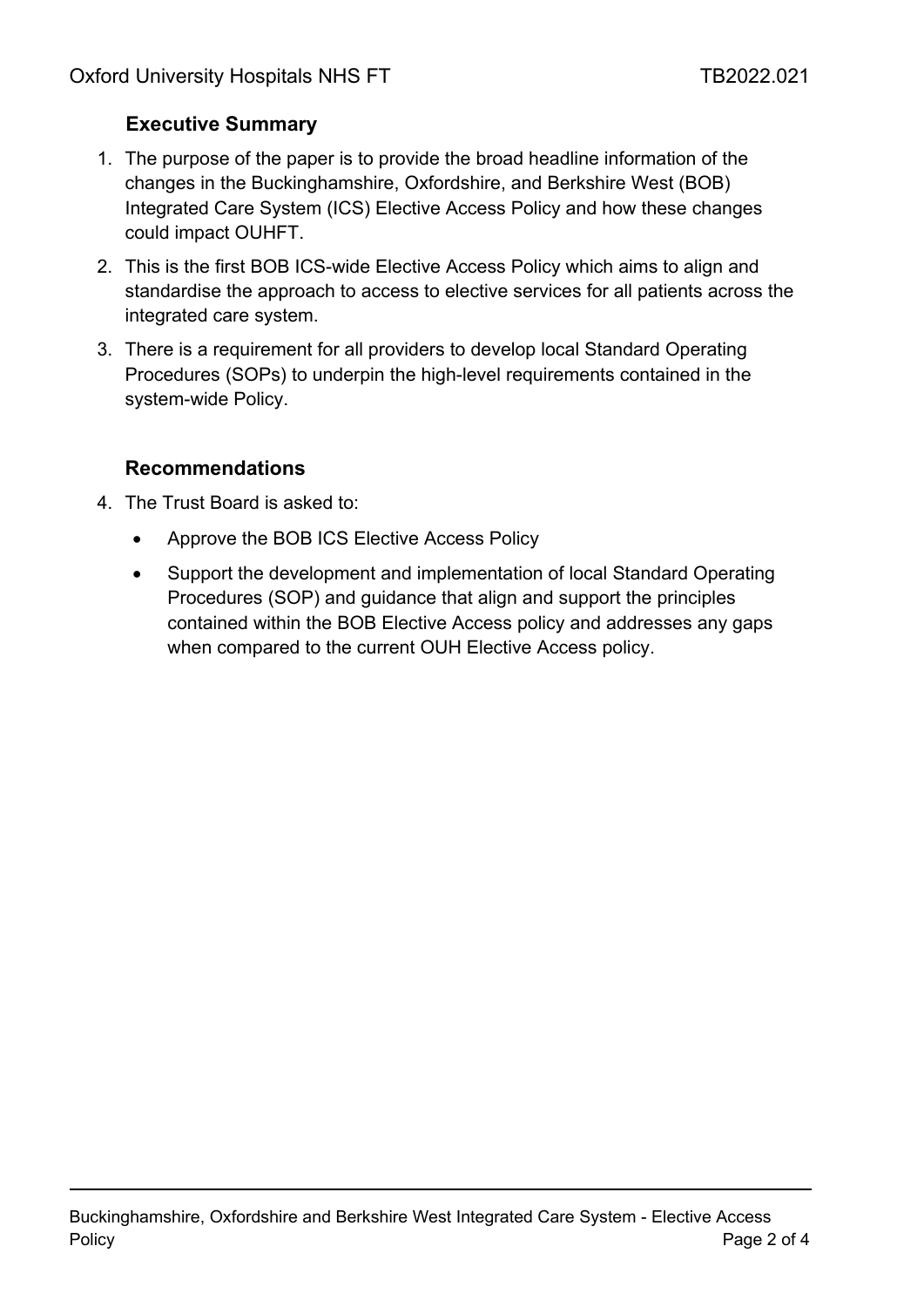## Executive Summary

1. The purpose of the paper is to provide the broad headline information of the changes in the Buckinghamshire, Oxfordshire, and Berkshire West (BOB) Integrated Care System (ICS) Elective Access Policy and how these changes could impact OUHFT.
2. This is the first BOB ICS-wide Elective Access Policy which aims to align and standardise the approach to access to elective services for all patients across the integrated care system.
3. There is a requirement for all providers to develop local Standard Operating Procedures (SOPs) to underpin the high-level requirements contained in the system-wide Policy.

## Recommendations

4. The Trust Board is asked to:
   - Approve the BOB ICS Elective Access Policy
   - Support the development and implementation of local Standard Operating Procedures (SOP) and guidance that align and support the principles contained within the BOB Elective Access policy and addresses any gaps when compared to the current OUH Elective Access policy.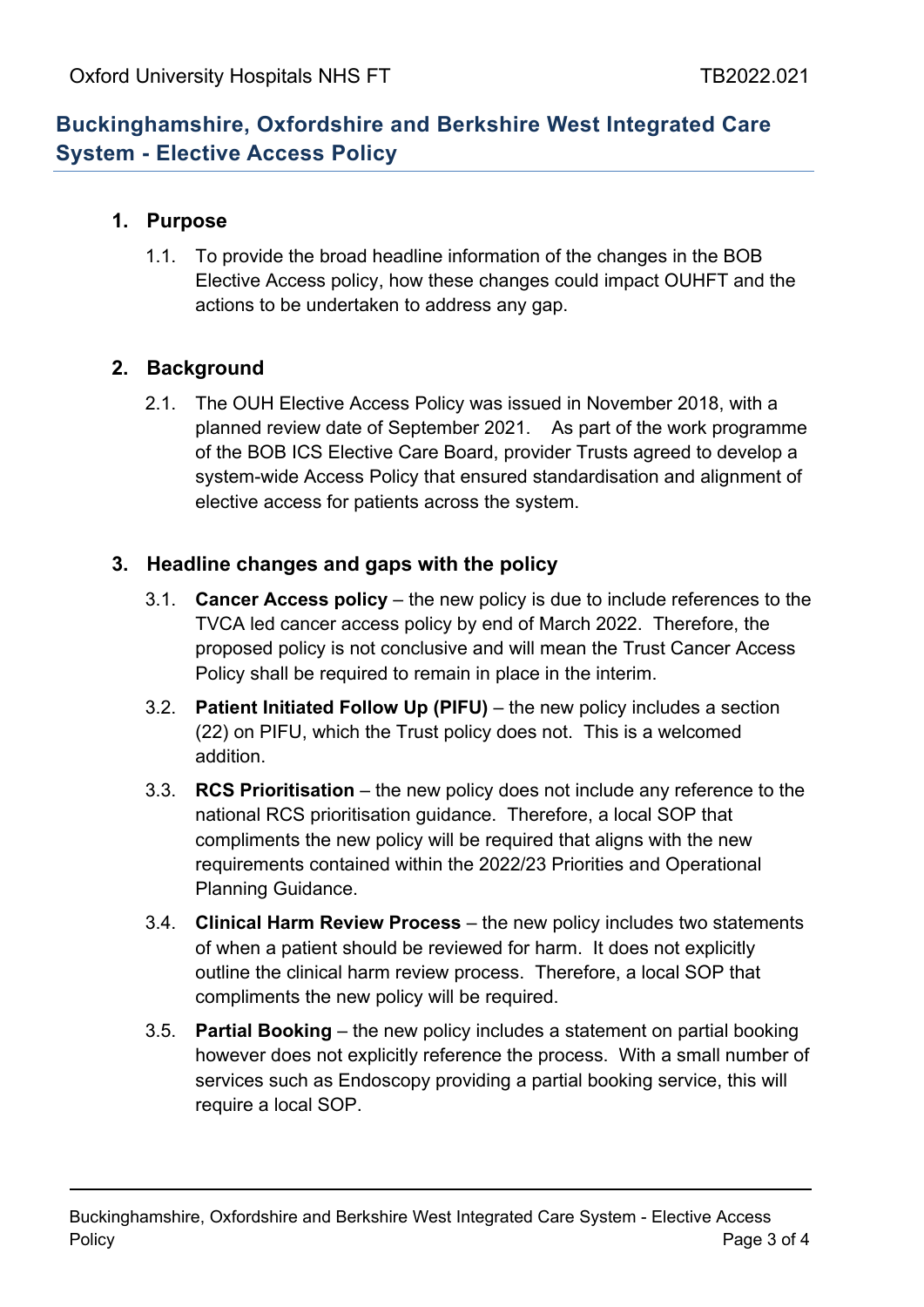## Buckinghamshire, Oxfordshire and Berkshire West Integrated Care System - Elective Access Policy

### 1. Purpose

1.1. To provide the broad headline information of the changes in the BOB Elective Access policy, how these changes could impact OUHFT and the actions to be undertaken to address any gap.

### 2. Background

2.1. The OUH Elective Access Policy was issued in November 2018, with a planned review date of September 2021. As part of the work programme of the BOB ICS Elective Care Board, provider Trusts agreed to develop a system-wide Access Policy that ensured standardisation and alignment of elective access for patients across the system.

### 3. Headline changes and gaps with the policy

3.1. **Cancer Access policy** – the new policy is due to include references to the TVCA led cancer access policy by end of March 2022. Therefore, the proposed policy is not conclusive and will mean the Trust Cancer Access Policy shall be required to remain in place in the interim.

3.2. **Patient Initiated Follow Up (PIFU)** – the new policy includes a section (22) on PIFU, which the Trust policy does not. This is a welcomed addition.

3.3. **RCS Prioritisation** – the new policy does not include any reference to the national RCS prioritisation guidance. Therefore, a local SOP that compliments the new policy will be required that aligns with the new requirements contained within the 2022/23 Priorities and Operational Planning Guidance.

3.4. **Clinical Harm Review Process** – the new policy includes two statements of when a patient should be reviewed for harm. It does not explicitly outline the clinical harm review process. Therefore, a local SOP that compliments the new policy will be required.

3.5. **Partial Booking** – the new policy includes a statement on partial booking however does not explicitly reference the process. With a small number of services such as Endoscopy providing a partial booking service, this will require a local SOP.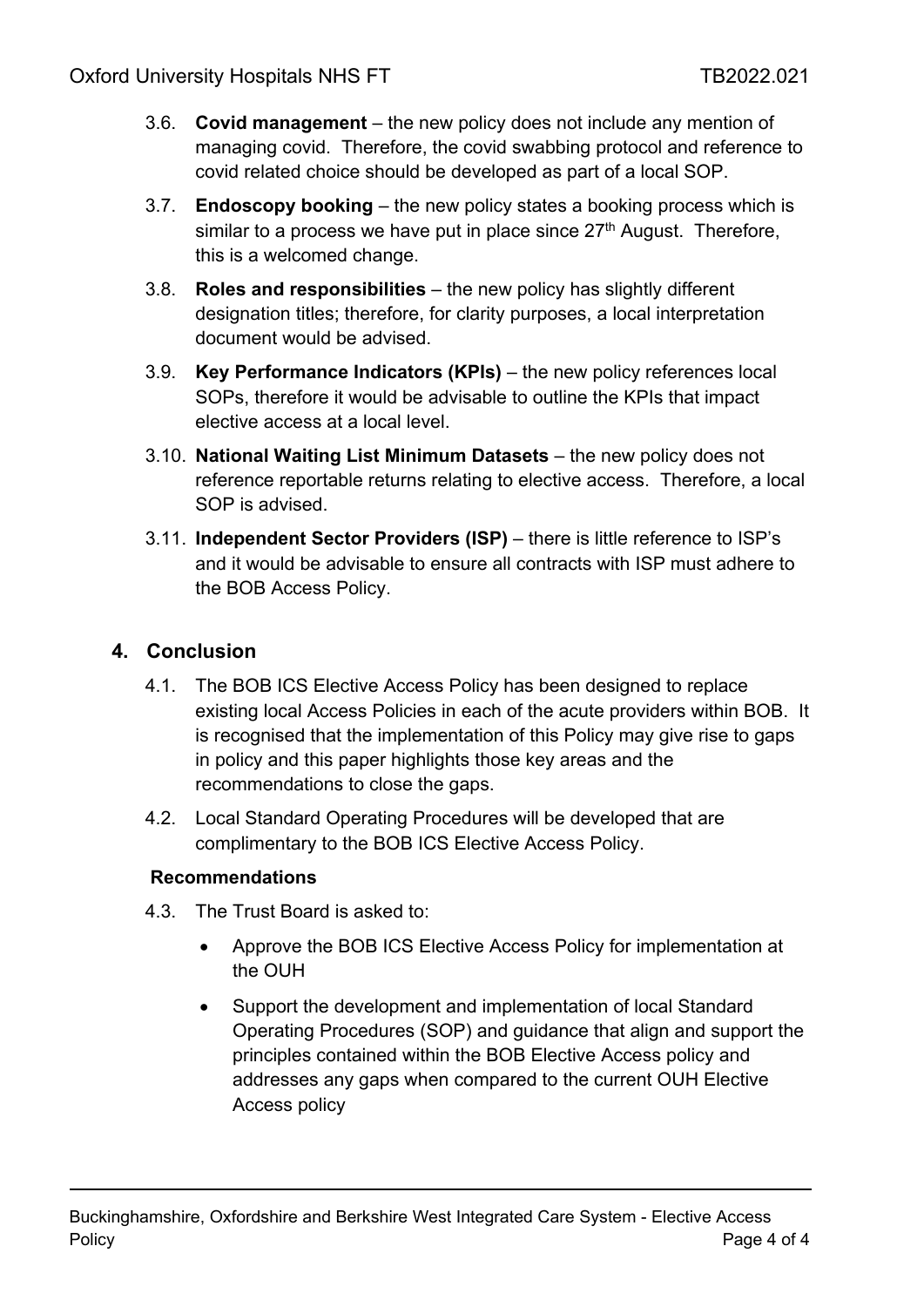3.6. **Covid management** – the new policy does not include any mention of managing covid. Therefore, the covid swabbing protocol and reference to covid related choice should be developed as part of a local SOP.

3.7. **Endoscopy booking** – the new policy states a booking process which is similar to a process we have put in place since 27th August. Therefore, this is a welcomed change.

3.8. **Roles and responsibilities** – the new policy has slightly different designation titles; therefore, for clarity purposes, a local interpretation document would be advised.

3.9. **Key Performance Indicators (KPIs)** – the new policy references local SOPs, therefore it would be advisable to outline the KPIs that impact elective access at a local level.

3.10. **National Waiting List Minimum Datasets** – the new policy does not reference reportable returns relating to elective access. Therefore, a local SOP is advised.

3.11. **Independent Sector Providers (ISP)** – there is little reference to ISP's and it would be advisable to ensure all contracts with ISP must adhere to the BOB Access Policy.

## 4. Conclusion

4.1. The BOB ICS Elective Access Policy has been designed to replace existing local Access Policies in each of the acute providers within BOB. It is recognised that the implementation of this Policy may give rise to gaps in policy and this paper highlights those key areas and the recommendations to close the gaps.

4.2. Local Standard Operating Procedures will be developed that are complimentary to the BOB ICS Elective Access Policy.

### Recommendations

4.3. The Trust Board is asked to:

- Approve the BOB ICS Elective Access Policy for implementation at the OUH
- Support the development and implementation of local Standard Operating Procedures (SOP) and guidance that align and support the principles contained within the BOB Elective Access policy and addresses any gaps when compared to the current OUH Elective Access policy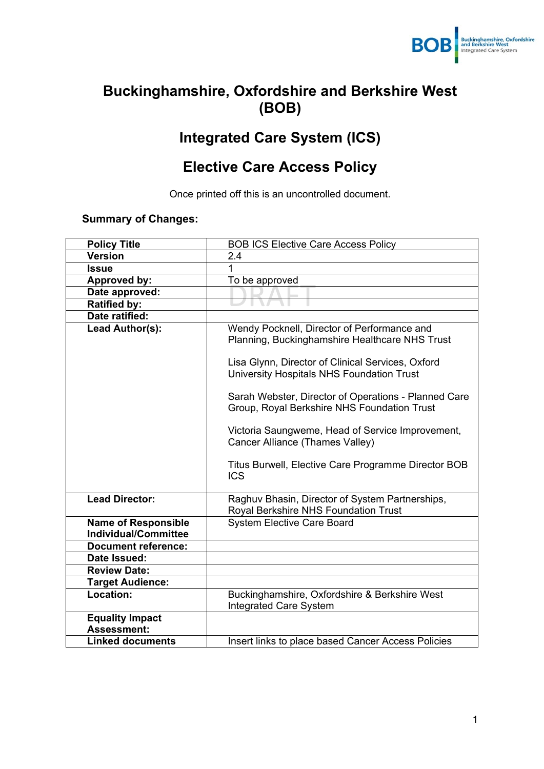# Buckinghamshire, Oxfordshire and Berkshire West (BOB)

## Integrated Care System (ICS)

## Elective Care Access Policy

Once printed off this is an uncontrolled document.

**Summary of Changes:**

| | |
|---|---|
| **Policy Title** | BOB ICS Elective Care Access Policy |
| **Version** | 2.4 |
| **Issue** | 1 |
| **Approved by:** | To be approved |
| **Date approved:** | DRAFT |
| **Ratified by:** | |
| **Date ratified:** | |
| **Lead Author(s):** | Wendy Pocknell, Director of Performance and Planning, Buckinghamshire Healthcare NHS Trust<br><br>Lisa Glynn, Director of Clinical Services, Oxford University Hospitals NHS Foundation Trust<br><br>Sarah Webster, Director of Operations - Planned Care Group, Royal Berkshire NHS Foundation Trust<br><br>Victoria Saungweme, Head of Service Improvement, Cancer Alliance (Thames Valley)<br><br>Titus Burwell, Elective Care Programme Director BOB ICS |
| **Lead Director:** | Raghuv Bhasin, Director of System Partnerships, Royal Berkshire NHS Foundation Trust |
| **Name of Responsible Individual/Committee** | System Elective Care Board |
| **Document reference:** | |
| **Date Issued:** | |
| **Review Date:** | |
| **Target Audience:** | |
| **Location:** | Buckinghamshire, Oxfordshire & Berkshire West Integrated Care System |
| **Equality Impact Assessment:** | |
| **Linked documents** | Insert links to place based Cancer Access Policies |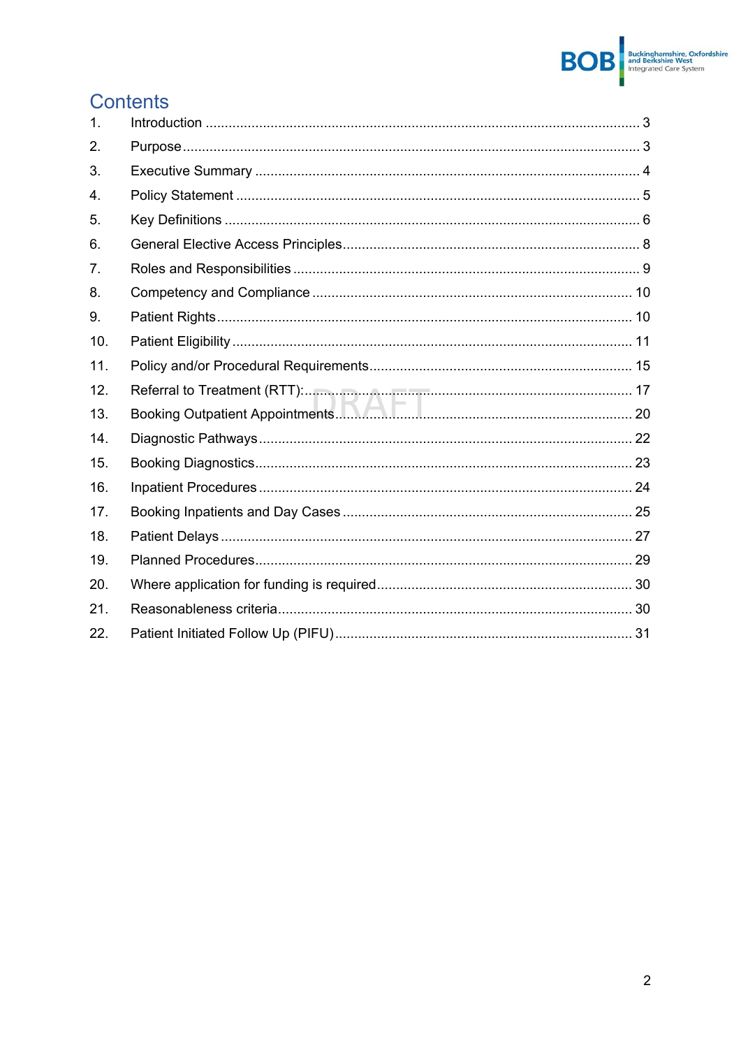## Contents

1. Introduction ........................................................................................................... 3
2. Purpose ................................................................................................................. 3
3. Executive Summary ............................................................................................... 4
4. Policy Statement ................................................................................................... 5
5. Key Definitions ...................................................................................................... 6
6. General Elective Access Principles ........................................................................ 8
7. Roles and Responsibilities ..................................................................................... 9
8. Competency and Compliance .............................................................................. 10
9. Patient Rights ...................................................................................................... 10
10. Patient Eligibility .................................................................................................. 11
11. Policy and/or Procedural Requirements ............................................................... 15
12. Referral to Treatment (RTT): ................................................................................ 17
13. Booking Outpatient Appointments ........................................................................ 20
14. Diagnostic Pathways ........................................................................................... 22
15. Booking Diagnostics ............................................................................................ 23
16. Inpatient Procedures ............................................................................................ 24
17. Booking Inpatients and Day Cases ...................................................................... 25
18. Patient Delays ..................................................................................................... 27
19. Planned Procedures ............................................................................................ 29
20. Where application for funding is required ............................................................. 30
21. Reasonableness criteria ....................................................................................... 30
22. Patient Initiated Follow Up (PIFU) ........................................................................ 31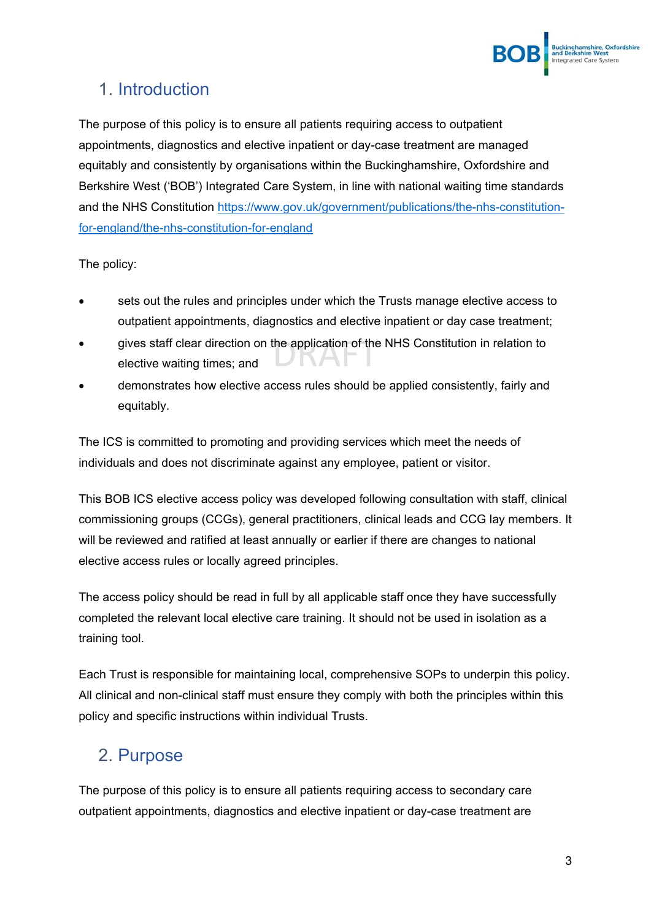## 1. Introduction

The purpose of this policy is to ensure all patients requiring access to outpatient appointments, diagnostics and elective inpatient or day-case treatment are managed equitably and consistently by organisations within the Buckinghamshire, Oxfordshire and Berkshire West ('BOB') Integrated Care System, in line with national waiting time standards and the NHS Constitution https://www.gov.uk/government/publications/the-nhs-constitution-for-england/the-nhs-constitution-for-england

The policy:

- sets out the rules and principles under which the Trusts manage elective access to outpatient appointments, diagnostics and elective inpatient or day case treatment;
- gives staff clear direction on the application of the NHS Constitution in relation to elective waiting times; and
- demonstrates how elective access rules should be applied consistently, fairly and equitably.

The ICS is committed to promoting and providing services which meet the needs of individuals and does not discriminate against any employee, patient or visitor.

This BOB ICS elective access policy was developed following consultation with staff, clinical commissioning groups (CCGs), general practitioners, clinical leads and CCG lay members. It will be reviewed and ratified at least annually or earlier if there are changes to national elective access rules or locally agreed principles.

The access policy should be read in full by all applicable staff once they have successfully completed the relevant local elective care training. It should not be used in isolation as a training tool.

Each Trust is responsible for maintaining local, comprehensive SOPs to underpin this policy. All clinical and non-clinical staff must ensure they comply with both the principles within this policy and specific instructions within individual Trusts.

## 2. Purpose

The purpose of this policy is to ensure all patients requiring access to secondary care outpatient appointments, diagnostics and elective inpatient or day-case treatment are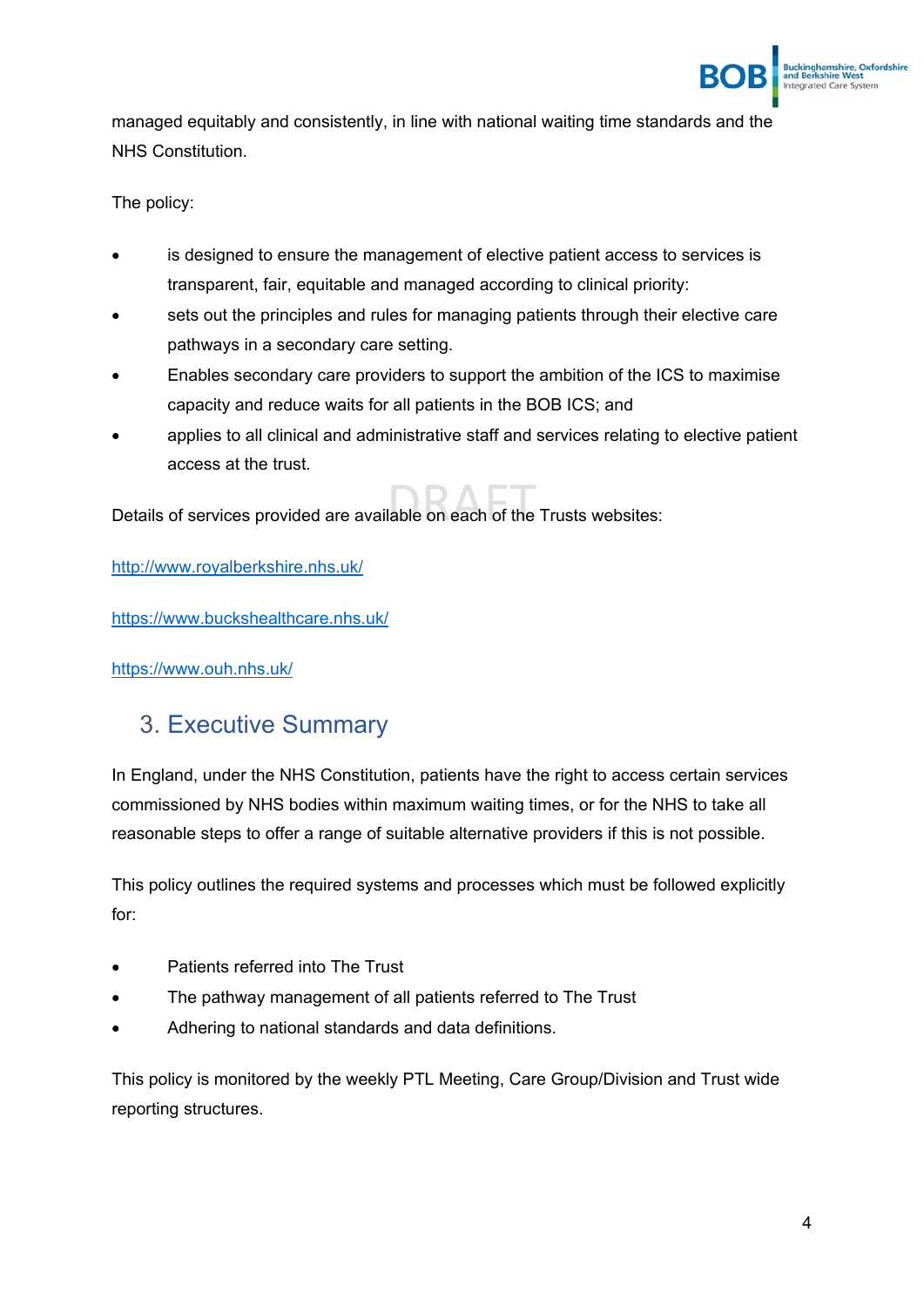managed equitably and consistently, in line with national waiting time standards and the NHS Constitution.

The policy:

- is designed to ensure the management of elective patient access to services is transparent, fair, equitable and managed according to clinical priority:
- sets out the principles and rules for managing patients through their elective care pathways in a secondary care setting.
- Enables secondary care providers to support the ambition of the ICS to maximise capacity and reduce waits for all patients in the BOB ICS; and
- applies to all clinical and administrative staff and services relating to elective patient access at the trust.

Details of services provided are available on each of the Trusts websites:

http://www.royalberkshire.nhs.uk/

https://www.buckshealthcare.nhs.uk/

https://www.ouh.nhs.uk/

## 3. Executive Summary

In England, under the NHS Constitution, patients have the right to access certain services commissioned by NHS bodies within maximum waiting times, or for the NHS to take all reasonable steps to offer a range of suitable alternative providers if this is not possible.

This policy outlines the required systems and processes which must be followed explicitly for:

- Patients referred into The Trust
- The pathway management of all patients referred to The Trust
- Adhering to national standards and data definitions.

This policy is monitored by the weekly PTL Meeting, Care Group/Division and Trust wide reporting structures.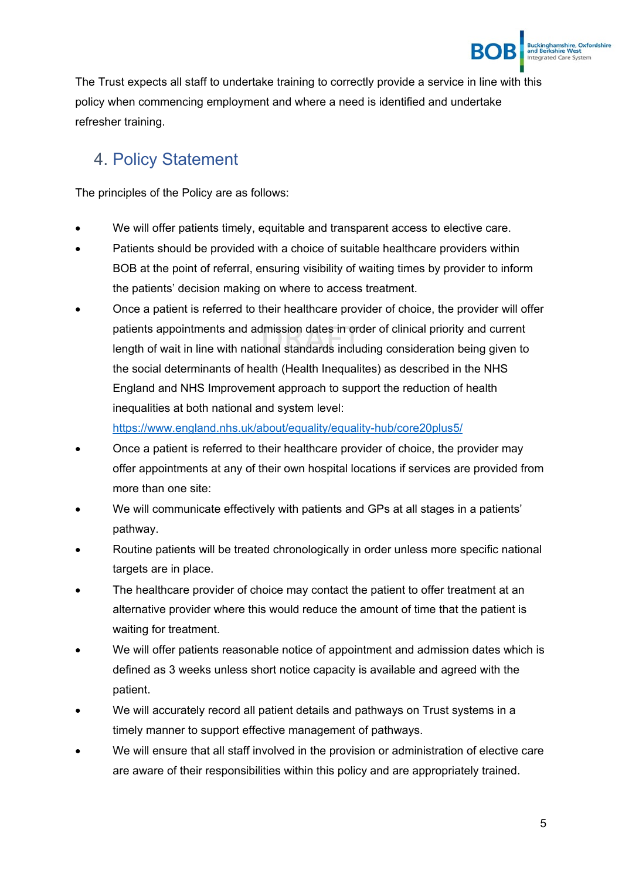The Trust expects all staff to undertake training to correctly provide a service in line with this policy when commencing employment and where a need is identified and undertake refresher training.

## 4. Policy Statement

The principles of the Policy are as follows:

- We will offer patients timely, equitable and transparent access to elective care.
- Patients should be provided with a choice of suitable healthcare providers within BOB at the point of referral, ensuring visibility of waiting times by provider to inform the patients' decision making on where to access treatment.
- Once a patient is referred to their healthcare provider of choice, the provider will offer patients appointments and admission dates in order of clinical priority and current length of wait in line with national standards including consideration being given to the social determinants of health (Health Inequalites) as described in the NHS England and NHS Improvement approach to support the reduction of health inequalities at both national and system level: https://www.england.nhs.uk/about/equality/equality-hub/core20plus5/
- Once a patient is referred to their healthcare provider of choice, the provider may offer appointments at any of their own hospital locations if services are provided from more than one site:
- We will communicate effectively with patients and GPs at all stages in a patients' pathway.
- Routine patients will be treated chronologically in order unless more specific national targets are in place.
- The healthcare provider of choice may contact the patient to offer treatment at an alternative provider where this would reduce the amount of time that the patient is waiting for treatment.
- We will offer patients reasonable notice of appointment and admission dates which is defined as 3 weeks unless short notice capacity is available and agreed with the patient.
- We will accurately record all patient details and pathways on Trust systems in a timely manner to support effective management of pathways.
- We will ensure that all staff involved in the provision or administration of elective care are aware of their responsibilities within this policy and are appropriately trained.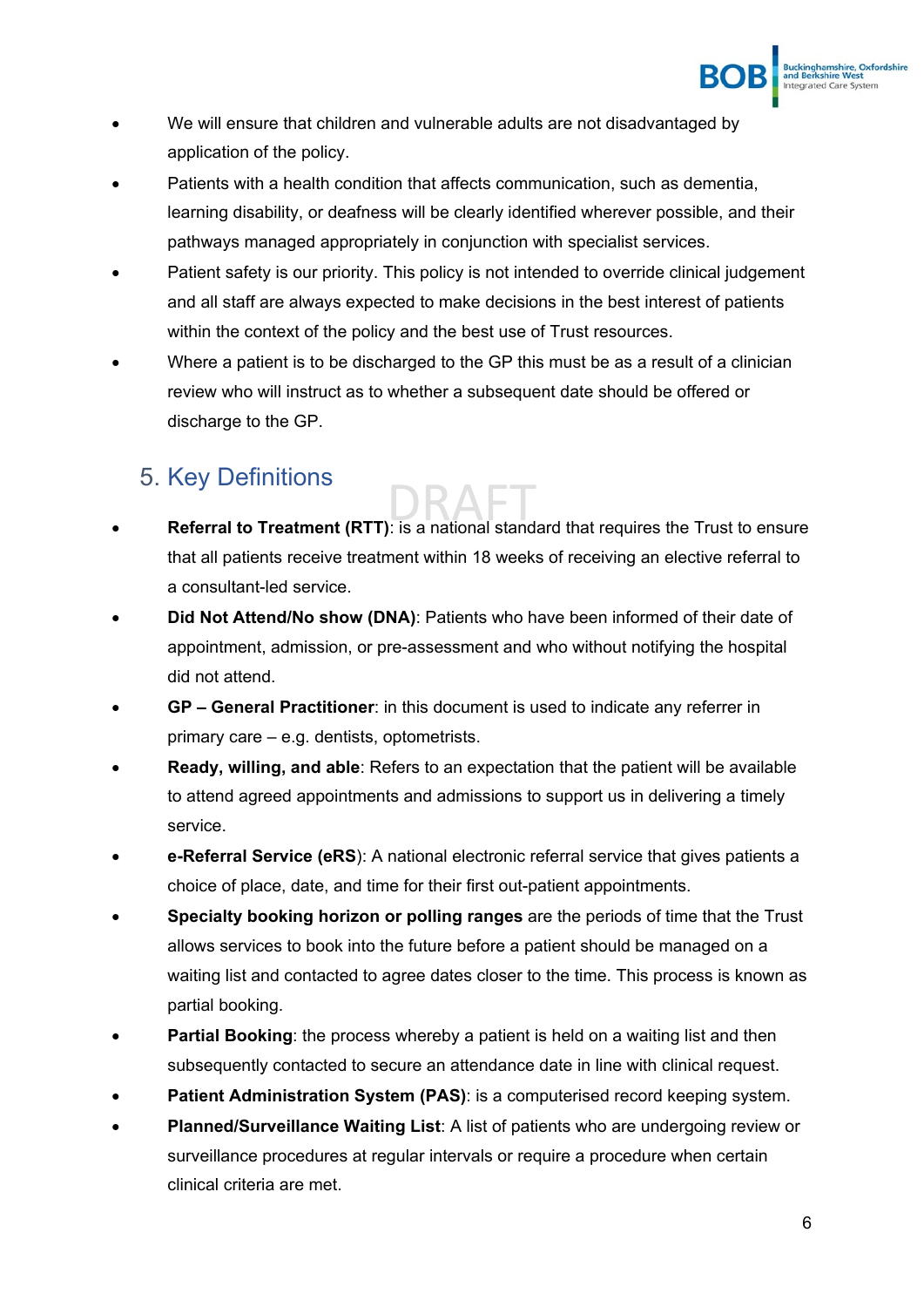- We will ensure that children and vulnerable adults are not disadvantaged by application of the policy.
- Patients with a health condition that affects communication, such as dementia, learning disability, or deafness will be clearly identified wherever possible, and their pathways managed appropriately in conjunction with specialist services.
- Patient safety is our priority. This policy is not intended to override clinical judgement and all staff are always expected to make decisions in the best interest of patients within the context of the policy and the best use of Trust resources.
- Where a patient is to be discharged to the GP this must be as a result of a clinician review who will instruct as to whether a subsequent date should be offered or discharge to the GP.

## 5. Key Definitions

- **Referral to Treatment (RTT)**: is a national standard that requires the Trust to ensure that all patients receive treatment within 18 weeks of receiving an elective referral to a consultant-led service.
- **Did Not Attend/No show (DNA)**: Patients who have been informed of their date of appointment, admission, or pre-assessment and who without notifying the hospital did not attend.
- **GP – General Practitioner**: in this document is used to indicate any referrer in primary care – e.g. dentists, optometrists.
- **Ready, willing, and able**: Refers to an expectation that the patient will be available to attend agreed appointments and admissions to support us in delivering a timely service.
- **e-Referral Service (eRS)**: A national electronic referral service that gives patients a choice of place, date, and time for their first out-patient appointments.
- **Specialty booking horizon or polling ranges** are the periods of time that the Trust allows services to book into the future before a patient should be managed on a waiting list and contacted to agree dates closer to the time. This process is known as partial booking.
- **Partial Booking**: the process whereby a patient is held on a waiting list and then subsequently contacted to secure an attendance date in line with clinical request.
- **Patient Administration System (PAS)**: is a computerised record keeping system.
- **Planned/Surveillance Waiting List**: A list of patients who are undergoing review or surveillance procedures at regular intervals or require a procedure when certain clinical criteria are met.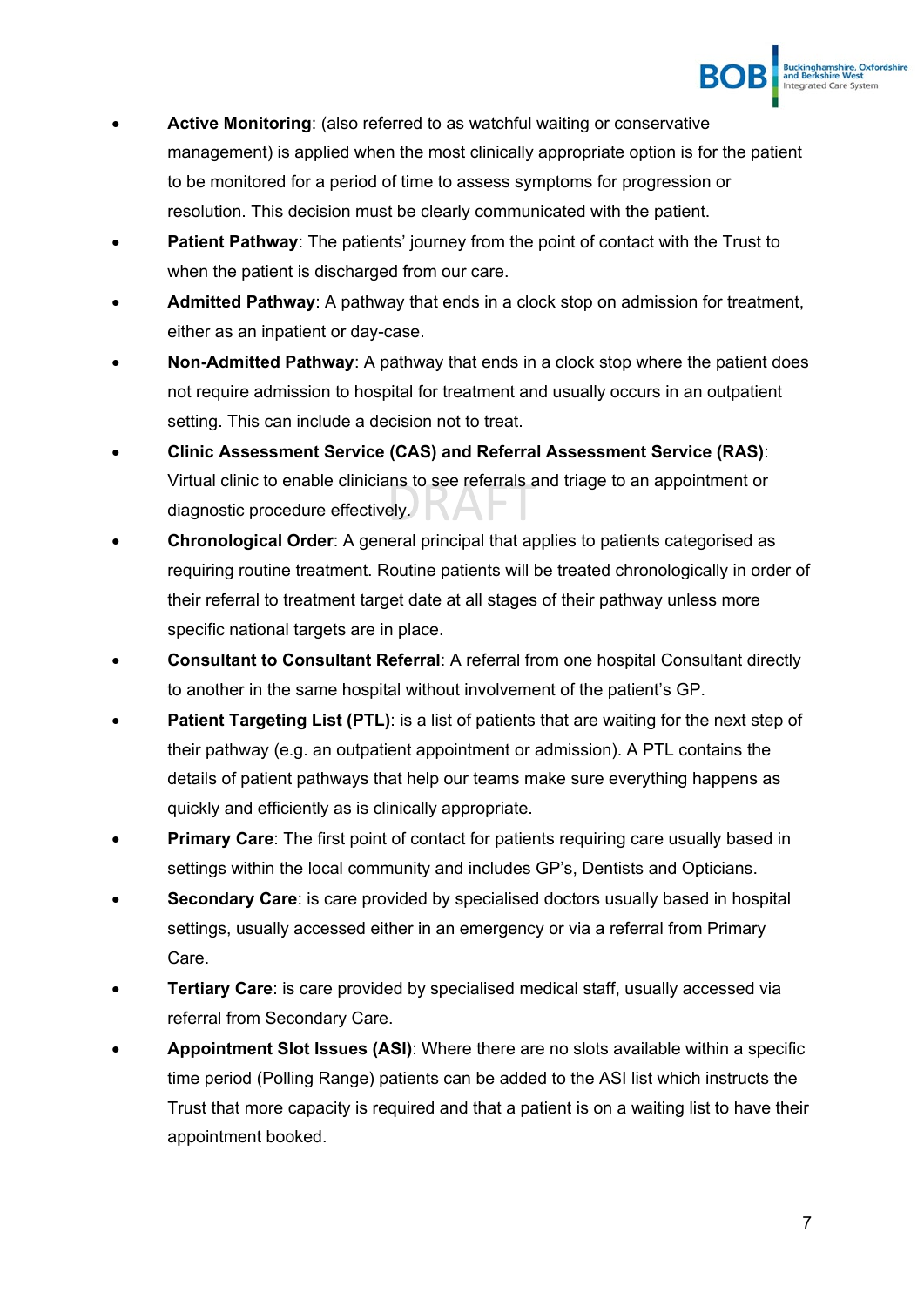- **Active Monitoring**: (also referred to as watchful waiting or conservative management) is applied when the most clinically appropriate option is for the patient to be monitored for a period of time to assess symptoms for progression or resolution. This decision must be clearly communicated with the patient.
- **Patient Pathway**: The patients' journey from the point of contact with the Trust to when the patient is discharged from our care.
- **Admitted Pathway**: A pathway that ends in a clock stop on admission for treatment, either as an inpatient or day-case.
- **Non-Admitted Pathway**: A pathway that ends in a clock stop where the patient does not require admission to hospital for treatment and usually occurs in an outpatient setting. This can include a decision not to treat.
- **Clinic Assessment Service (CAS) and Referral Assessment Service (RAS)**: Virtual clinic to enable clinicians to see referrals and triage to an appointment or diagnostic procedure effectively.
- **Chronological Order**: A general principal that applies to patients categorised as requiring routine treatment. Routine patients will be treated chronologically in order of their referral to treatment target date at all stages of their pathway unless more specific national targets are in place.
- **Consultant to Consultant Referral**: A referral from one hospital Consultant directly to another in the same hospital without involvement of the patient's GP.
- **Patient Targeting List (PTL)**: is a list of patients that are waiting for the next step of their pathway (e.g. an outpatient appointment or admission). A PTL contains the details of patient pathways that help our teams make sure everything happens as quickly and efficiently as is clinically appropriate.
- **Primary Care**: The first point of contact for patients requiring care usually based in settings within the local community and includes GP's, Dentists and Opticians.
- **Secondary Care**: is care provided by specialised doctors usually based in hospital settings, usually accessed either in an emergency or via a referral from Primary Care.
- **Tertiary Care**: is care provided by specialised medical staff, usually accessed via referral from Secondary Care.
- **Appointment Slot Issues (ASI)**: Where there are no slots available within a specific time period (Polling Range) patients can be added to the ASI list which instructs the Trust that more capacity is required and that a patient is on a waiting list to have their appointment booked.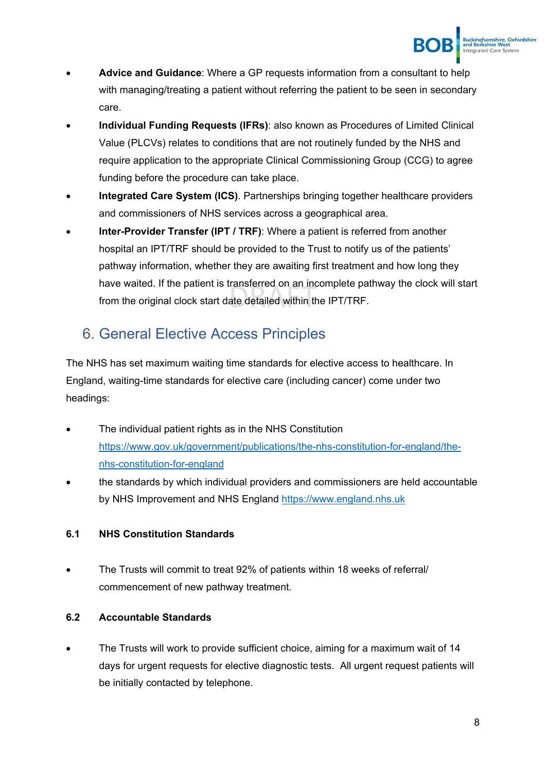- **Advice and Guidance**: Where a GP requests information from a consultant to help with managing/treating a patient without referring the patient to be seen in secondary care.
- **Individual Funding Requests (IFRs)**: also known as Procedures of Limited Clinical Value (PLCVs) relates to conditions that are not routinely funded by the NHS and require application to the appropriate Clinical Commissioning Group (CCG) to agree funding before the procedure can take place.
- **Integrated Care System (ICS)**. Partnerships bringing together healthcare providers and commissioners of NHS services across a geographical area.
- **Inter-Provider Transfer (IPT / TRF)**: Where a patient is referred from another hospital an IPT/TRF should be provided to the Trust to notify us of the patients' pathway information, whether they are awaiting first treatment and how long they have waited. If the patient is transferred on an incomplete pathway the clock will start from the original clock start date detailed within the IPT/TRF.

## 6. General Elective Access Principles

The NHS has set maximum waiting time standards for elective access to healthcare. In England, waiting-time standards for elective care (including cancer) come under two headings:

- The individual patient rights as in the NHS Constitution https://www.gov.uk/government/publications/the-nhs-constitution-for-england/the-nhs-constitution-for-england
- the standards by which individual providers and commissioners are held accountable by NHS Improvement and NHS England https://www.england.nhs.uk

### 6.1 NHS Constitution Standards

- The Trusts will commit to treat 92% of patients within 18 weeks of referral/ commencement of new pathway treatment.

### 6.2 Accountable Standards

- The Trusts will work to provide sufficient choice, aiming for a maximum wait of 14 days for urgent requests for elective diagnostic tests. All urgent request patients will be initially contacted by telephone.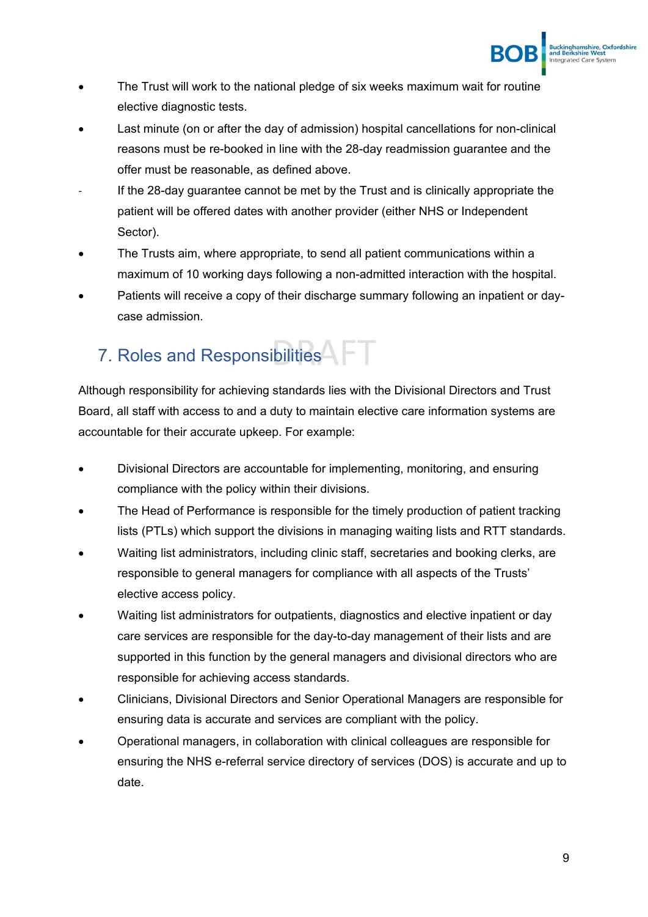- The Trust will work to the national pledge of six weeks maximum wait for routine elective diagnostic tests.
- Last minute (on or after the day of admission) hospital cancellations for non-clinical reasons must be re-booked in line with the 28-day readmission guarantee and the offer must be reasonable, as defined above.
- If the 28-day guarantee cannot be met by the Trust and is clinically appropriate the patient will be offered dates with another provider (either NHS or Independent Sector).
- The Trusts aim, where appropriate, to send all patient communications within a maximum of 10 working days following a non-admitted interaction with the hospital.
- Patients will receive a copy of their discharge summary following an inpatient or day-case admission.

## 7. Roles and Responsibilities

Although responsibility for achieving standards lies with the Divisional Directors and Trust Board, all staff with access to and a duty to maintain elective care information systems are accountable for their accurate upkeep. For example:

- Divisional Directors are accountable for implementing, monitoring, and ensuring compliance with the policy within their divisions.
- The Head of Performance is responsible for the timely production of patient tracking lists (PTLs) which support the divisions in managing waiting lists and RTT standards.
- Waiting list administrators, including clinic staff, secretaries and booking clerks, are responsible to general managers for compliance with all aspects of the Trusts' elective access policy.
- Waiting list administrators for outpatients, diagnostics and elective inpatient or day care services are responsible for the day-to-day management of their lists and are supported in this function by the general managers and divisional directors who are responsible for achieving access standards.
- Clinicians, Divisional Directors and Senior Operational Managers are responsible for ensuring data is accurate and services are compliant with the policy.
- Operational managers, in collaboration with clinical colleagues are responsible for ensuring the NHS e-referral service directory of services (DOS) is accurate and up to date.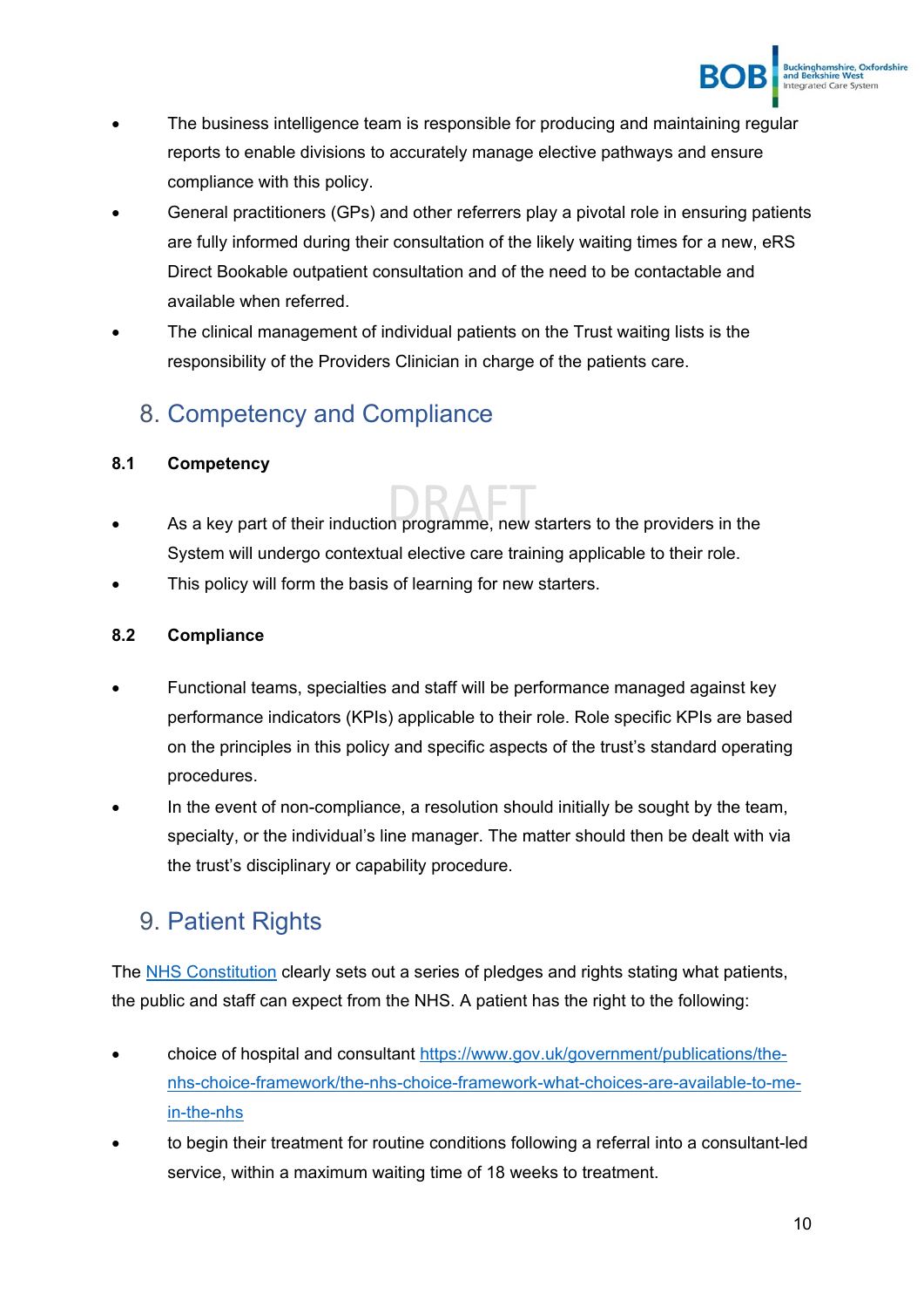- The business intelligence team is responsible for producing and maintaining regular reports to enable divisions to accurately manage elective pathways and ensure compliance with this policy.
- General practitioners (GPs) and other referrers play a pivotal role in ensuring patients are fully informed during their consultation of the likely waiting times for a new, eRS Direct Bookable outpatient consultation and of the need to be contactable and available when referred.
- The clinical management of individual patients on the Trust waiting lists is the responsibility of the Providers Clinician in charge of the patients care.

## 8. Competency and Compliance

### 8.1 Competency

- As a key part of their induction programme, new starters to the providers in the System will undergo contextual elective care training applicable to their role.
- This policy will form the basis of learning for new starters.

### 8.2 Compliance

- Functional teams, specialties and staff will be performance managed against key performance indicators (KPIs) applicable to their role. Role specific KPIs are based on the principles in this policy and specific aspects of the trust's standard operating procedures.
- In the event of non-compliance, a resolution should initially be sought by the team, specialty, or the individual's line manager. The matter should then be dealt with via the trust's disciplinary or capability procedure.

## 9. Patient Rights

The NHS Constitution clearly sets out a series of pledges and rights stating what patients, the public and staff can expect from the NHS. A patient has the right to the following:

- choice of hospital and consultant https://www.gov.uk/government/publications/the-nhs-choice-framework/the-nhs-choice-framework-what-choices-are-available-to-me-in-the-nhs
- to begin their treatment for routine conditions following a referral into a consultant-led service, within a maximum waiting time of 18 weeks to treatment.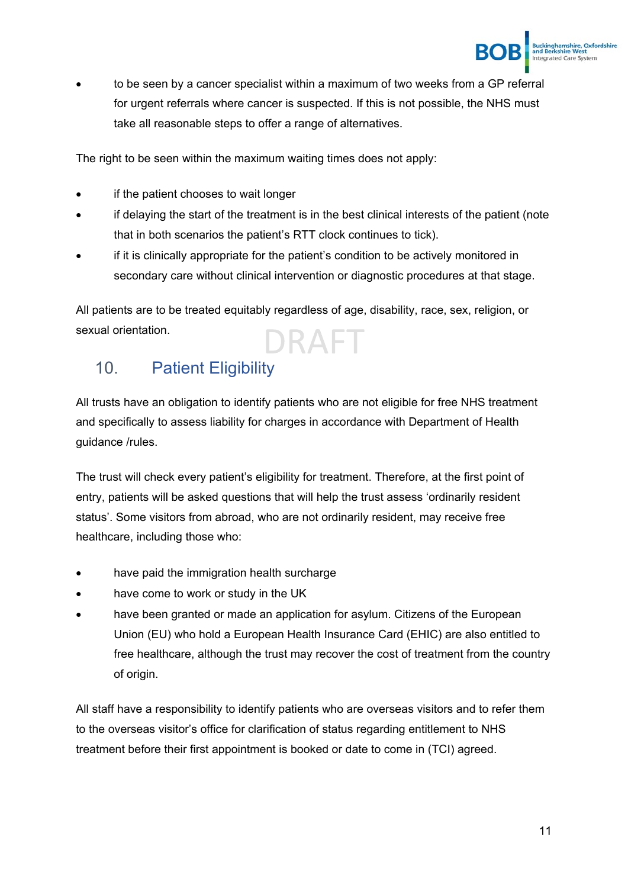- to be seen by a cancer specialist within a maximum of two weeks from a GP referral for urgent referrals where cancer is suspected. If this is not possible, the NHS must take all reasonable steps to offer a range of alternatives.

The right to be seen within the maximum waiting times does not apply:

- if the patient chooses to wait longer
- if delaying the start of the treatment is in the best clinical interests of the patient (note that in both scenarios the patient's RTT clock continues to tick).
- if it is clinically appropriate for the patient's condition to be actively monitored in secondary care without clinical intervention or diagnostic procedures at that stage.

All patients are to be treated equitably regardless of age, disability, race, sex, religion, or sexual orientation.

## 10. Patient Eligibility

All trusts have an obligation to identify patients who are not eligible for free NHS treatment and specifically to assess liability for charges in accordance with Department of Health guidance /rules.

The trust will check every patient's eligibility for treatment. Therefore, at the first point of entry, patients will be asked questions that will help the trust assess 'ordinarily resident status'. Some visitors from abroad, who are not ordinarily resident, may receive free healthcare, including those who:

- have paid the immigration health surcharge
- have come to work or study in the UK
- have been granted or made an application for asylum. Citizens of the European Union (EU) who hold a European Health Insurance Card (EHIC) are also entitled to free healthcare, although the trust may recover the cost of treatment from the country of origin.

All staff have a responsibility to identify patients who are overseas visitors and to refer them to the overseas visitor's office for clarification of status regarding entitlement to NHS treatment before their first appointment is booked or date to come in (TCI) agreed.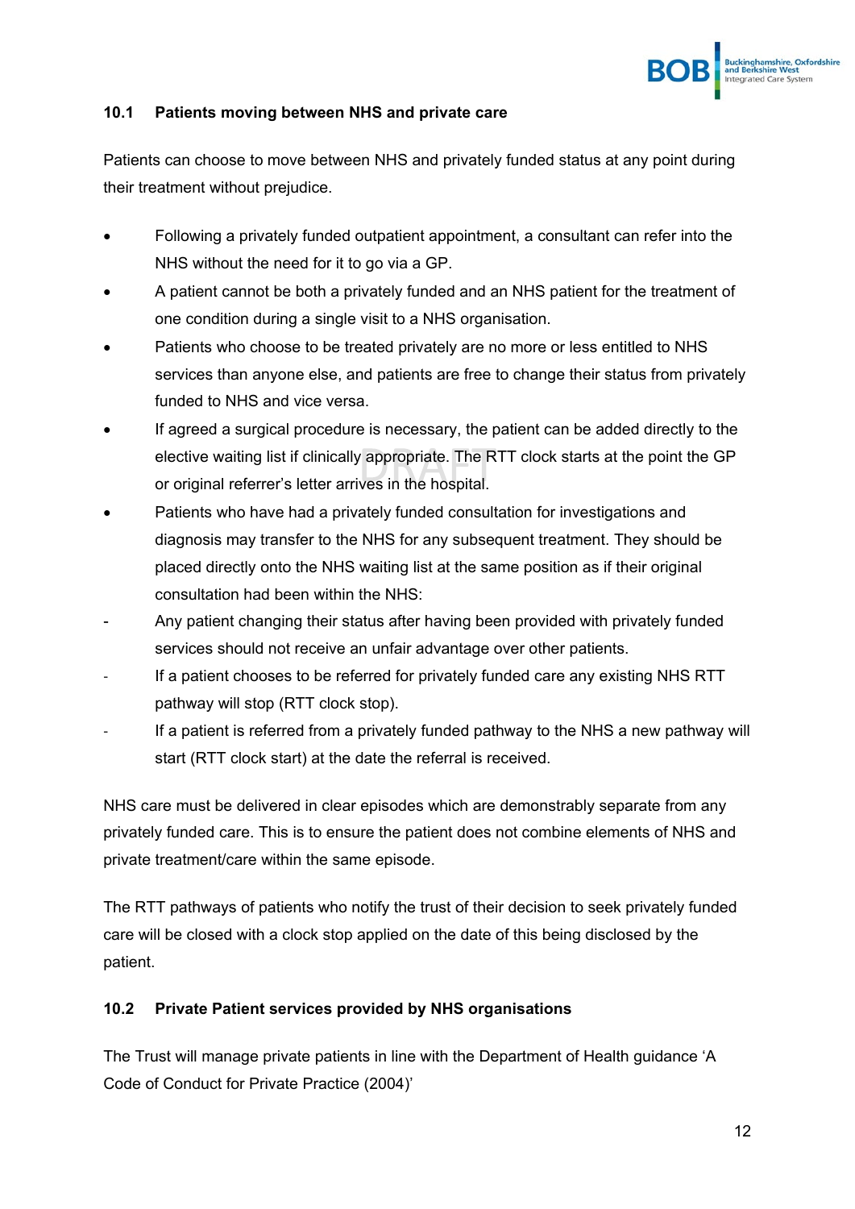### 10.1 Patients moving between NHS and private care

Patients can choose to move between NHS and privately funded status at any point during their treatment without prejudice.

- Following a privately funded outpatient appointment, a consultant can refer into the NHS without the need for it to go via a GP.
- A patient cannot be both a privately funded and an NHS patient for the treatment of one condition during a single visit to a NHS organisation.
- Patients who choose to be treated privately are no more or less entitled to NHS services than anyone else, and patients are free to change their status from privately funded to NHS and vice versa.
- If agreed a surgical procedure is necessary, the patient can be added directly to the elective waiting list if clinically appropriate. The RTT clock starts at the point the GP or original referrer's letter arrives in the hospital.
- Patients who have had a privately funded consultation for investigations and diagnosis may transfer to the NHS for any subsequent treatment. They should be placed directly onto the NHS waiting list at the same position as if their original consultation had been within the NHS:
  - Any patient changing their status after having been provided with privately funded services should not receive an unfair advantage over other patients.
  - If a patient chooses to be referred for privately funded care any existing NHS RTT pathway will stop (RTT clock stop).
  - If a patient is referred from a privately funded pathway to the NHS a new pathway will start (RTT clock start) at the date the referral is received.

NHS care must be delivered in clear episodes which are demonstrably separate from any privately funded care. This is to ensure the patient does not combine elements of NHS and private treatment/care within the same episode.

The RTT pathways of patients who notify the trust of their decision to seek privately funded care will be closed with a clock stop applied on the date of this being disclosed by the patient.

### 10.2 Private Patient services provided by NHS organisations

The Trust will manage private patients in line with the Department of Health guidance 'A Code of Conduct for Private Practice (2004)'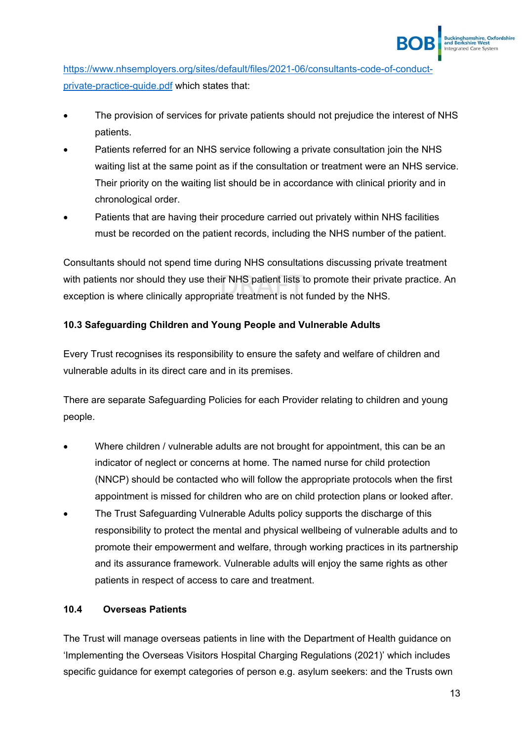https://www.nhsemployers.org/sites/default/files/2021-06/consultants-code-of-conduct-private-practice-guide.pdf which states that:

- The provision of services for private patients should not prejudice the interest of NHS patients.
- Patients referred for an NHS service following a private consultation join the NHS waiting list at the same point as if the consultation or treatment were an NHS service. Their priority on the waiting list should be in accordance with clinical priority and in chronological order.
- Patients that are having their procedure carried out privately within NHS facilities must be recorded on the patient records, including the NHS number of the patient.

Consultants should not spend time during NHS consultations discussing private treatment with patients nor should they use their NHS patient lists to promote their private practice. An exception is where clinically appropriate treatment is not funded by the NHS.

### 10.3 Safeguarding Children and Young People and Vulnerable Adults

Every Trust recognises its responsibility to ensure the safety and welfare of children and vulnerable adults in its direct care and in its premises.

There are separate Safeguarding Policies for each Provider relating to children and young people.

- Where children / vulnerable adults are not brought for appointment, this can be an indicator of neglect or concerns at home. The named nurse for child protection (NNCP) should be contacted who will follow the appropriate protocols when the first appointment is missed for children who are on child protection plans or looked after.
- The Trust Safeguarding Vulnerable Adults policy supports the discharge of this responsibility to protect the mental and physical wellbeing of vulnerable adults and to promote their empowerment and welfare, through working practices in its partnership and its assurance framework. Vulnerable adults will enjoy the same rights as other patients in respect of access to care and treatment.

### 10.4 Overseas Patients

The Trust will manage overseas patients in line with the Department of Health guidance on 'Implementing the Overseas Visitors Hospital Charging Regulations (2021)' which includes specific guidance for exempt categories of person e.g. asylum seekers: and the Trusts own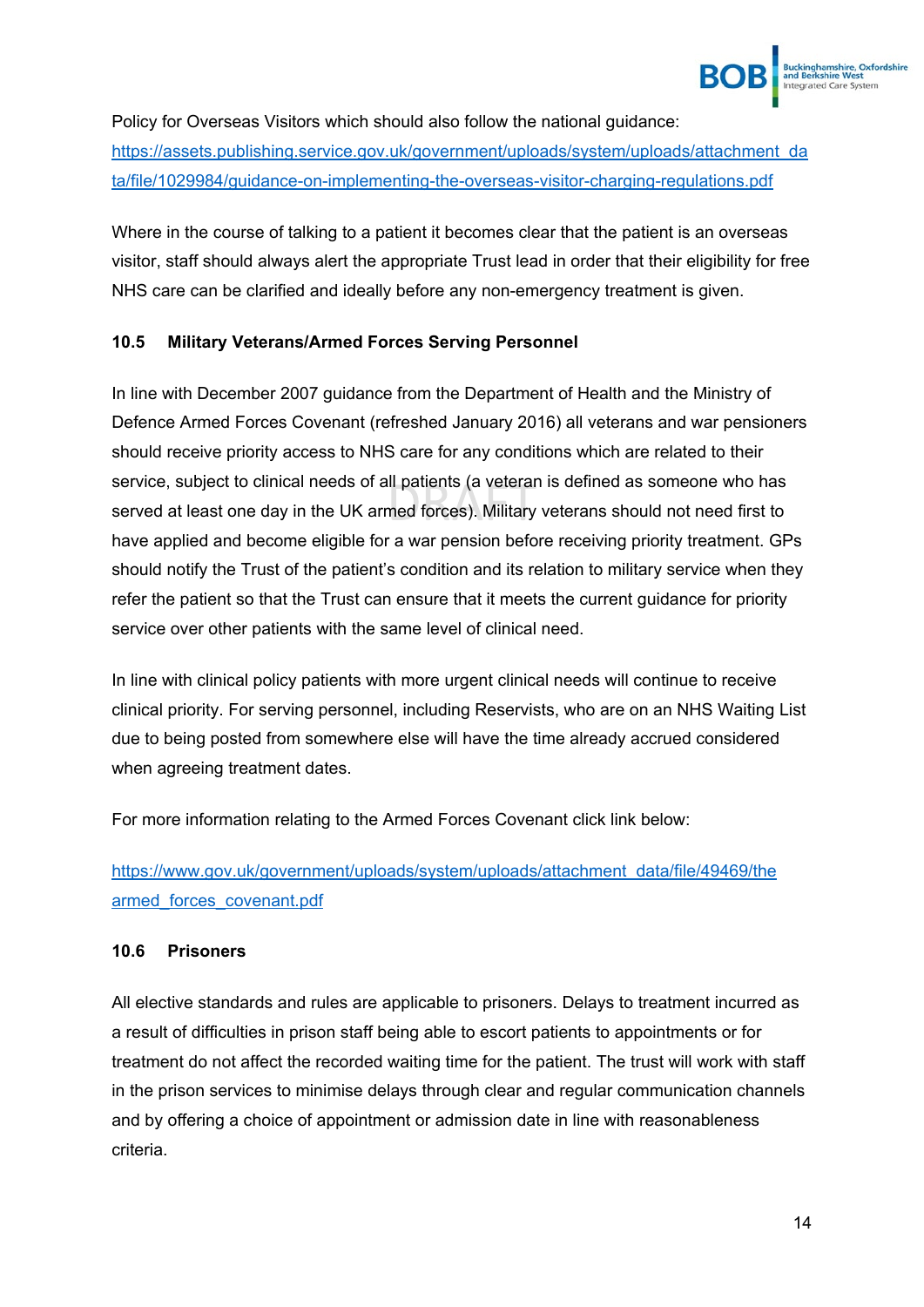Policy for Overseas Visitors which should also follow the national guidance:
https://assets.publishing.service.gov.uk/government/uploads/system/uploads/attachment_data/file/1029984/guidance-on-implementing-the-overseas-visitor-charging-regulations.pdf

Where in the course of talking to a patient it becomes clear that the patient is an overseas visitor, staff should always alert the appropriate Trust lead in order that their eligibility for free NHS care can be clarified and ideally before any non-emergency treatment is given.

### 10.5 Military Veterans/Armed Forces Serving Personnel

In line with December 2007 guidance from the Department of Health and the Ministry of Defence Armed Forces Covenant (refreshed January 2016) all veterans and war pensioners should receive priority access to NHS care for any conditions which are related to their service, subject to clinical needs of all patients (a veteran is defined as someone who has served at least one day in the UK armed forces). Military veterans should not need first to have applied and become eligible for a war pension before receiving priority treatment. GPs should notify the Trust of the patient's condition and its relation to military service when they refer the patient so that the Trust can ensure that it meets the current guidance for priority service over other patients with the same level of clinical need.

In line with clinical policy patients with more urgent clinical needs will continue to receive clinical priority. For serving personnel, including Reservists, who are on an NHS Waiting List due to being posted from somewhere else will have the time already accrued considered when agreeing treatment dates.

For more information relating to the Armed Forces Covenant click link below:

https://www.gov.uk/government/uploads/system/uploads/attachment_data/file/49469/the_armed_forces_covenant.pdf

### 10.6 Prisoners

All elective standards and rules are applicable to prisoners. Delays to treatment incurred as a result of difficulties in prison staff being able to escort patients to appointments or for treatment do not affect the recorded waiting time for the patient. The trust will work with staff in the prison services to minimise delays through clear and regular communication channels and by offering a choice of appointment or admission date in line with reasonableness criteria.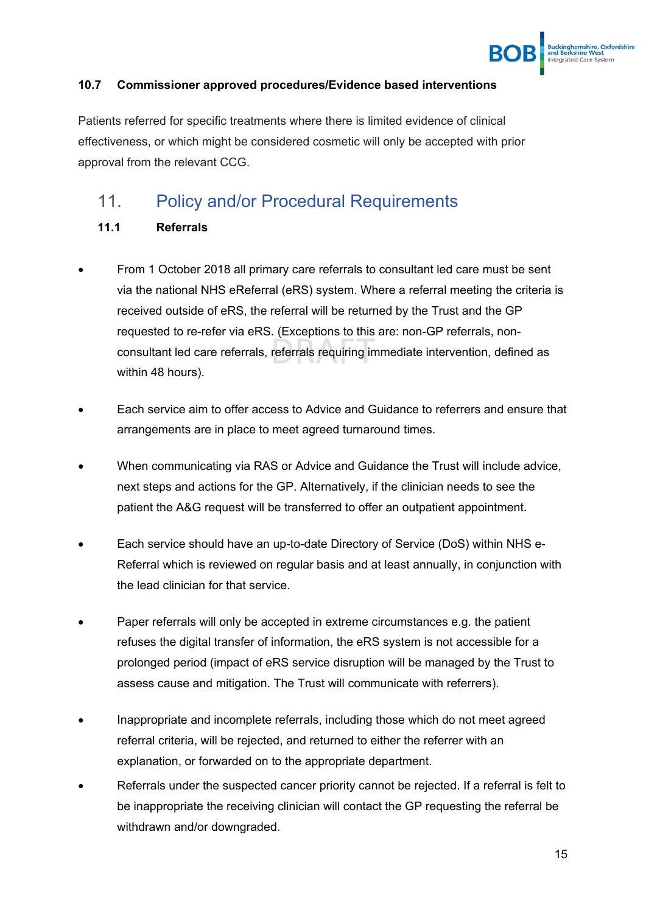### 10.7 Commissioner approved procedures/Evidence based interventions

Patients referred for specific treatments where there is limited evidence of clinical effectiveness, or which might be considered cosmetic will only be accepted with prior approval from the relevant CCG.

## 11. Policy and/or Procedural Requirements

### 11.1 Referrals

- From 1 October 2018 all primary care referrals to consultant led care must be sent via the national NHS eReferral (eRS) system. Where a referral meeting the criteria is received outside of eRS, the referral will be returned by the Trust and the GP requested to re-refer via eRS. (Exceptions to this are: non-GP referrals, non-consultant led care referrals, referrals requiring immediate intervention, defined as within 48 hours).

- Each service aim to offer access to Advice and Guidance to referrers and ensure that arrangements are in place to meet agreed turnaround times.

- When communicating via RAS or Advice and Guidance the Trust will include advice, next steps and actions for the GP. Alternatively, if the clinician needs to see the patient the A&G request will be transferred to offer an outpatient appointment.

- Each service should have an up-to-date Directory of Service (DoS) within NHS e-Referral which is reviewed on regular basis and at least annually, in conjunction with the lead clinician for that service.

- Paper referrals will only be accepted in extreme circumstances e.g. the patient refuses the digital transfer of information, the eRS system is not accessible for a prolonged period (impact of eRS service disruption will be managed by the Trust to assess cause and mitigation. The Trust will communicate with referrers).

- Inappropriate and incomplete referrals, including those which do not meet agreed referral criteria, will be rejected, and returned to either the referrer with an explanation, or forwarded on to the appropriate department.

- Referrals under the suspected cancer priority cannot be rejected. If a referral is felt to be inappropriate the receiving clinician will contact the GP requesting the referral be withdrawn and/or downgraded.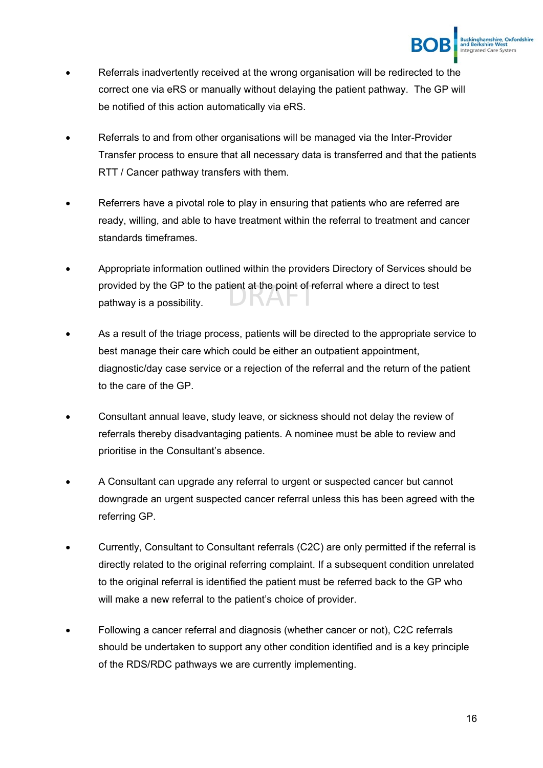- Referrals inadvertently received at the wrong organisation will be redirected to the correct one via eRS or manually without delaying the patient pathway. The GP will be notified of this action automatically via eRS.

- Referrals to and from other organisations will be managed via the Inter-Provider Transfer process to ensure that all necessary data is transferred and that the patients RTT / Cancer pathway transfers with them.

- Referrers have a pivotal role to play in ensuring that patients who are referred are ready, willing, and able to have treatment within the referral to treatment and cancer standards timeframes.

- Appropriate information outlined within the providers Directory of Services should be provided by the GP to the patient at the point of referral where a direct to test pathway is a possibility.

- As a result of the triage process, patients will be directed to the appropriate service to best manage their care which could be either an outpatient appointment, diagnostic/day case service or a rejection of the referral and the return of the patient to the care of the GP.

- Consultant annual leave, study leave, or sickness should not delay the review of referrals thereby disadvantaging patients. A nominee must be able to review and prioritise in the Consultant's absence.

- A Consultant can upgrade any referral to urgent or suspected cancer but cannot downgrade an urgent suspected cancer referral unless this has been agreed with the referring GP.

- Currently, Consultant to Consultant referrals (C2C) are only permitted if the referral is directly related to the original referring complaint. If a subsequent condition unrelated to the original referral is identified the patient must be referred back to the GP who will make a new referral to the patient's choice of provider.

- Following a cancer referral and diagnosis (whether cancer or not), C2C referrals should be undertaken to support any other condition identified and is a key principle of the RDS/RDC pathways we are currently implementing.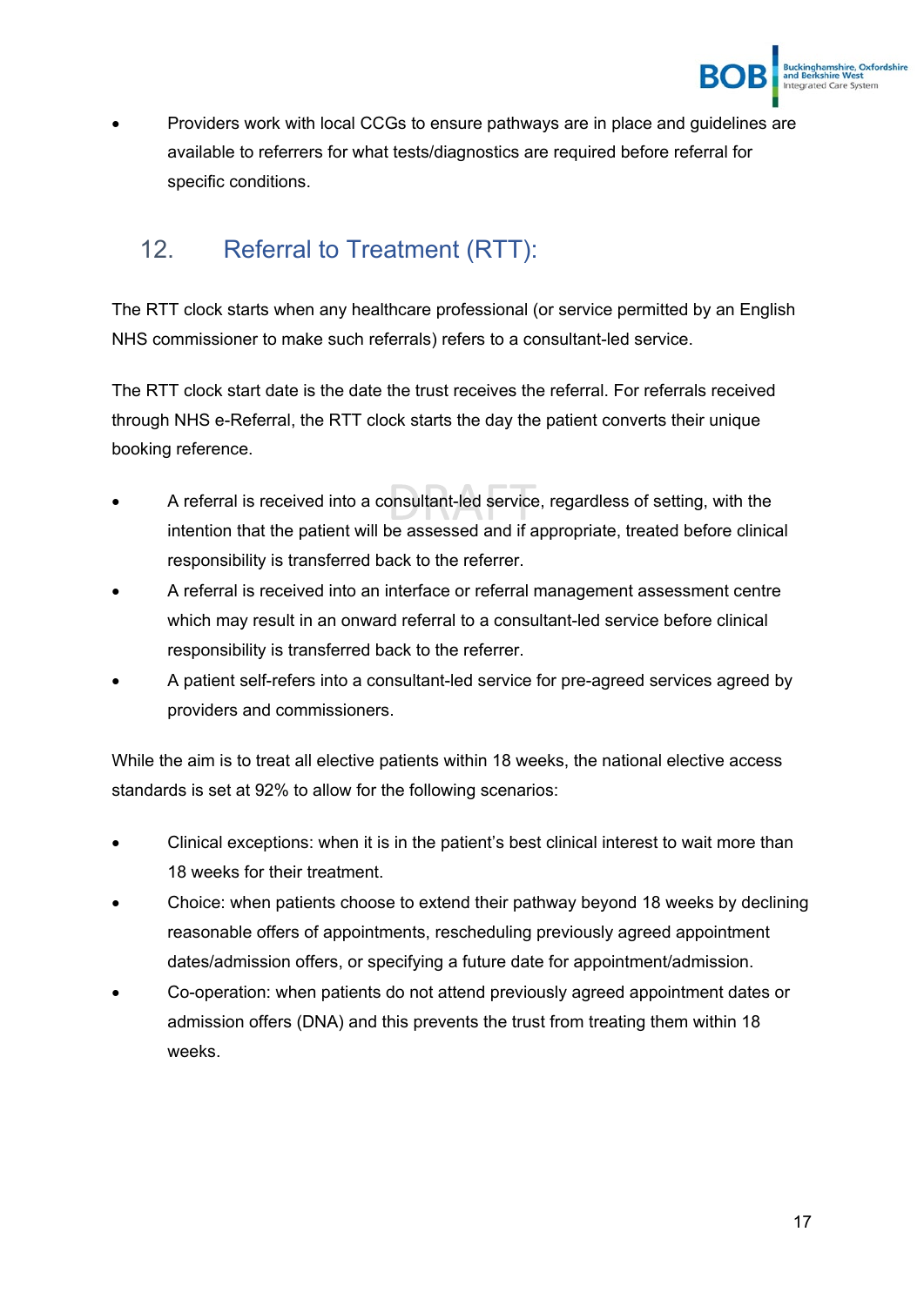- Providers work with local CCGs to ensure pathways are in place and guidelines are available to referrers for what tests/diagnostics are required before referral for specific conditions.

## 12. Referral to Treatment (RTT):

The RTT clock starts when any healthcare professional (or service permitted by an English NHS commissioner to make such referrals) refers to a consultant-led service.

The RTT clock start date is the date the trust receives the referral. For referrals received through NHS e-Referral, the RTT clock starts the day the patient converts their unique booking reference.

- A referral is received into a consultant-led service, regardless of setting, with the intention that the patient will be assessed and if appropriate, treated before clinical responsibility is transferred back to the referrer.
- A referral is received into an interface or referral management assessment centre which may result in an onward referral to a consultant-led service before clinical responsibility is transferred back to the referrer.
- A patient self-refers into a consultant-led service for pre-agreed services agreed by providers and commissioners.

While the aim is to treat all elective patients within 18 weeks, the national elective access standards is set at 92% to allow for the following scenarios:

- Clinical exceptions: when it is in the patient's best clinical interest to wait more than 18 weeks for their treatment.
- Choice: when patients choose to extend their pathway beyond 18 weeks by declining reasonable offers of appointments, rescheduling previously agreed appointment dates/admission offers, or specifying a future date for appointment/admission.
- Co-operation: when patients do not attend previously agreed appointment dates or admission offers (DNA) and this prevents the trust from treating them within 18 weeks.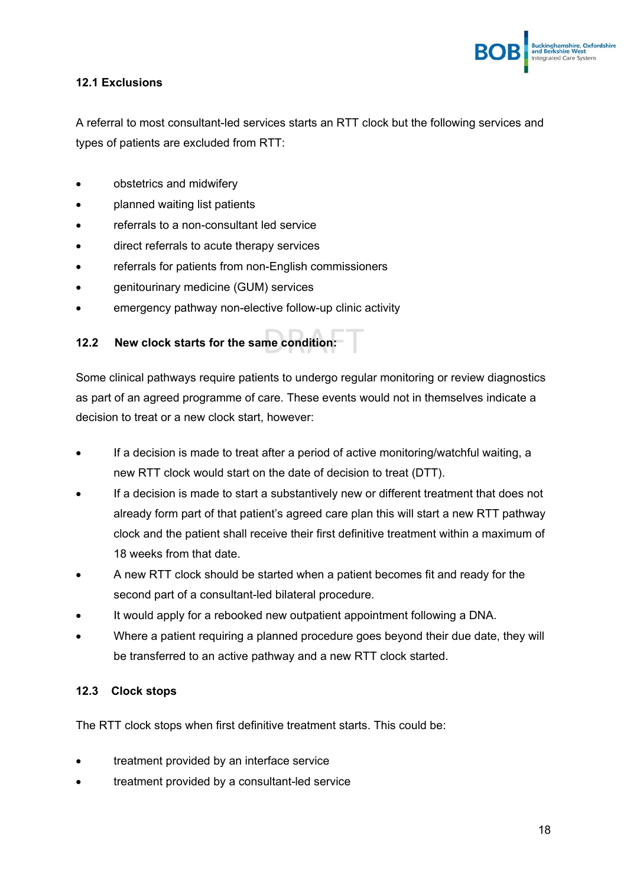### 12.1 Exclusions

A referral to most consultant-led services starts an RTT clock but the following services and types of patients are excluded from RTT:

- obstetrics and midwifery
- planned waiting list patients
- referrals to a non-consultant led service
- direct referrals to acute therapy services
- referrals for patients from non-English commissioners
- genitourinary medicine (GUM) services
- emergency pathway non-elective follow-up clinic activity

### 12.2 New clock starts for the same condition:

Some clinical pathways require patients to undergo regular monitoring or review diagnostics as part of an agreed programme of care. These events would not in themselves indicate a decision to treat or a new clock start, however:

- If a decision is made to treat after a period of active monitoring/watchful waiting, a new RTT clock would start on the date of decision to treat (DTT).
- If a decision is made to start a substantively new or different treatment that does not already form part of that patient's agreed care plan this will start a new RTT pathway clock and the patient shall receive their first definitive treatment within a maximum of 18 weeks from that date.
- A new RTT clock should be started when a patient becomes fit and ready for the second part of a consultant-led bilateral procedure.
- It would apply for a rebooked new outpatient appointment following a DNA.
- Where a patient requiring a planned procedure goes beyond their due date, they will be transferred to an active pathway and a new RTT clock started.

### 12.3 Clock stops

The RTT clock stops when first definitive treatment starts. This could be:

- treatment provided by an interface service
- treatment provided by a consultant-led service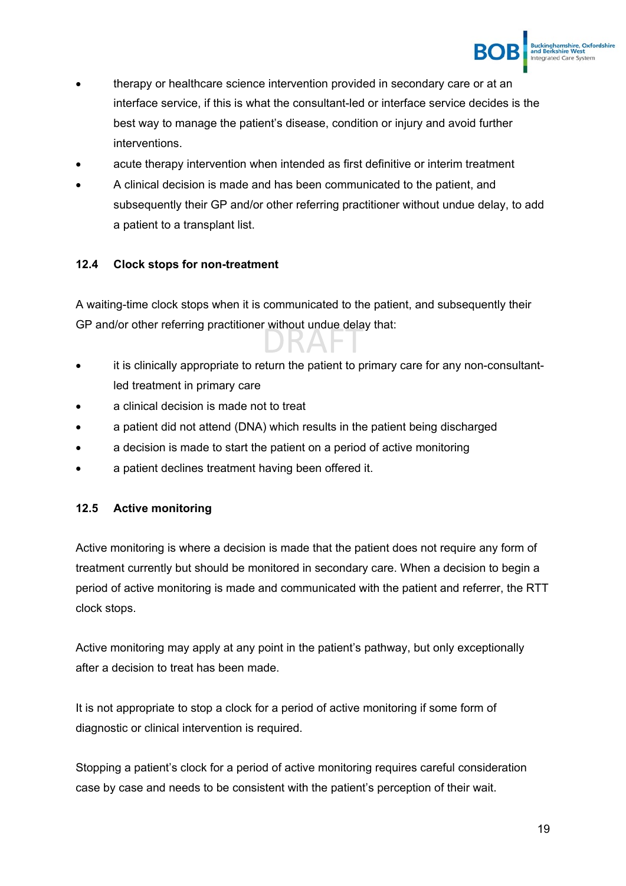- therapy or healthcare science intervention provided in secondary care or at an interface service, if this is what the consultant-led or interface service decides is the best way to manage the patient's disease, condition or injury and avoid further interventions.
- acute therapy intervention when intended as first definitive or interim treatment
- A clinical decision is made and has been communicated to the patient, and subsequently their GP and/or other referring practitioner without undue delay, to add a patient to a transplant list.

### 12.4 Clock stops for non-treatment

A waiting-time clock stops when it is communicated to the patient, and subsequently their GP and/or other referring practitioner without undue delay that:

- it is clinically appropriate to return the patient to primary care for any non-consultant-led treatment in primary care
- a clinical decision is made not to treat
- a patient did not attend (DNA) which results in the patient being discharged
- a decision is made to start the patient on a period of active monitoring
- a patient declines treatment having been offered it.

### 12.5 Active monitoring

Active monitoring is where a decision is made that the patient does not require any form of treatment currently but should be monitored in secondary care. When a decision to begin a period of active monitoring is made and communicated with the patient and referrer, the RTT clock stops.

Active monitoring may apply at any point in the patient's pathway, but only exceptionally after a decision to treat has been made.

It is not appropriate to stop a clock for a period of active monitoring if some form of diagnostic or clinical intervention is required.

Stopping a patient's clock for a period of active monitoring requires careful consideration case by case and needs to be consistent with the patient's perception of their wait.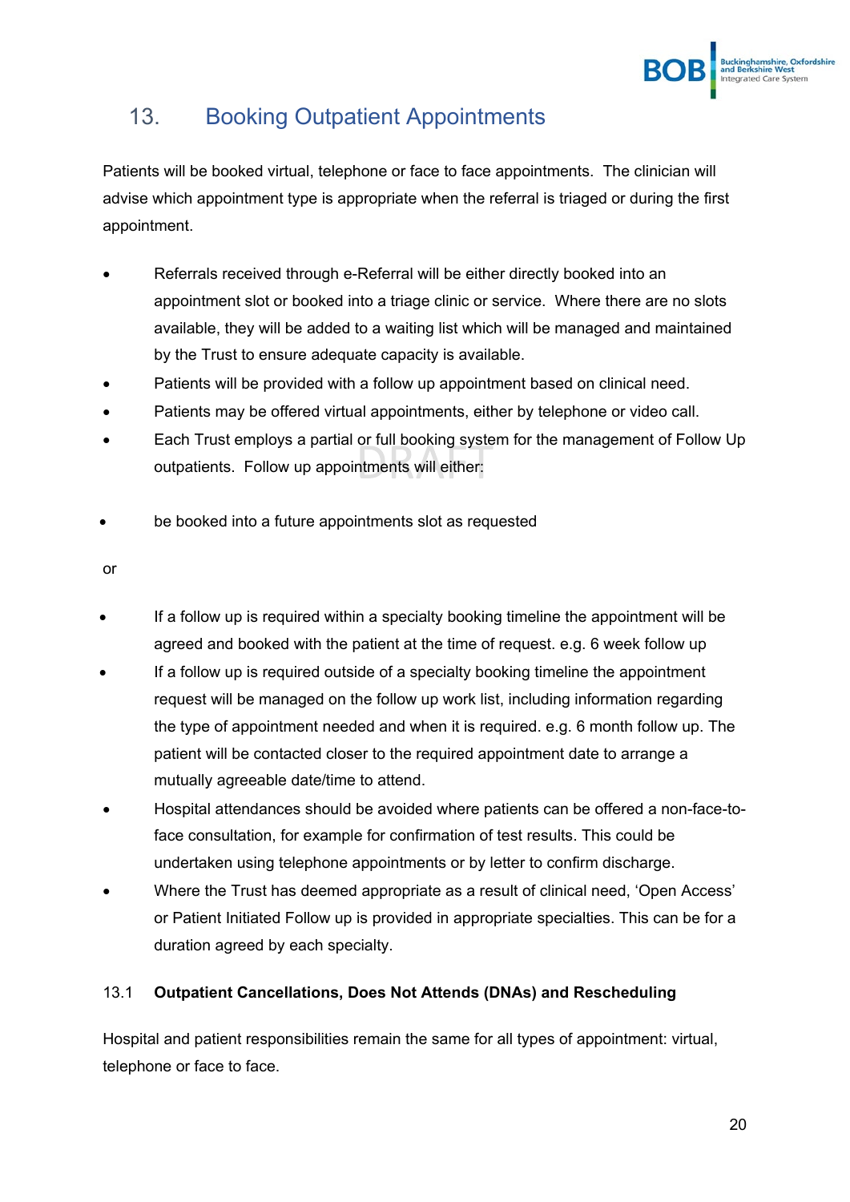## 13. Booking Outpatient Appointments

Patients will be booked virtual, telephone or face to face appointments. The clinician will advise which appointment type is appropriate when the referral is triaged or during the first appointment.

- Referrals received through e-Referral will be either directly booked into an appointment slot or booked into a triage clinic or service. Where there are no slots available, they will be added to a waiting list which will be managed and maintained by the Trust to ensure adequate capacity is available.
- Patients will be provided with a follow up appointment based on clinical need.
- Patients may be offered virtual appointments, either by telephone or video call.
- Each Trust employs a partial or full booking system for the management of Follow Up outpatients. Follow up appointments will either:

- be booked into a future appointments slot as requested

or

- If a follow up is required within a specialty booking timeline the appointment will be agreed and booked with the patient at the time of request. e.g. 6 week follow up
- If a follow up is required outside of a specialty booking timeline the appointment request will be managed on the follow up work list, including information regarding the type of appointment needed and when it is required. e.g. 6 month follow up. The patient will be contacted closer to the required appointment date to arrange a mutually agreeable date/time to attend.
- Hospital attendances should be avoided where patients can be offered a non-face-to-face consultation, for example for confirmation of test results. This could be undertaken using telephone appointments or by letter to confirm discharge.
- Where the Trust has deemed appropriate as a result of clinical need, 'Open Access' or Patient Initiated Follow up is provided in appropriate specialties. This can be for a duration agreed by each specialty.

### 13.1 Outpatient Cancellations, Does Not Attends (DNAs) and Rescheduling

Hospital and patient responsibilities remain the same for all types of appointment: virtual, telephone or face to face.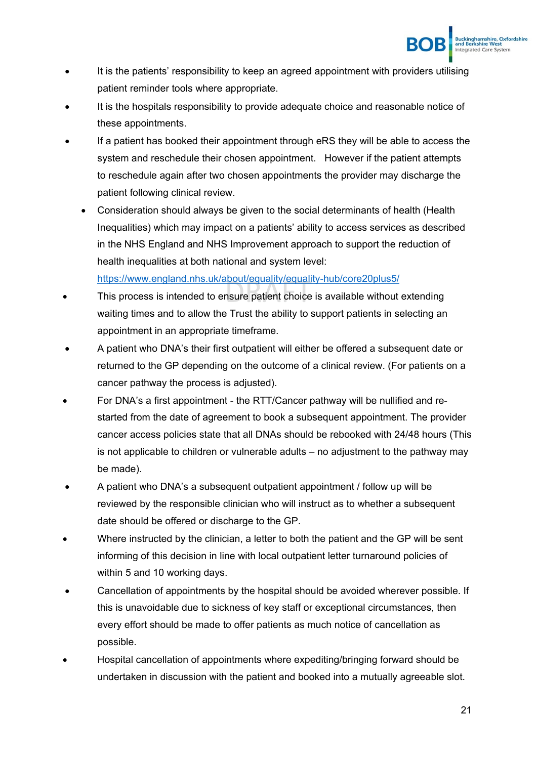- It is the patients' responsibility to keep an agreed appointment with providers utilising patient reminder tools where appropriate.
- It is the hospitals responsibility to provide adequate choice and reasonable notice of these appointments.
- If a patient has booked their appointment through eRS they will be able to access the system and reschedule their chosen appointment. However if the patient attempts to reschedule again after two chosen appointments the provider may discharge the patient following clinical review.
    - Consideration should always be given to the social determinants of health (Health Inequalities) which may impact on a patients' ability to access services as described in the NHS England and NHS Improvement approach to support the reduction of health inequalities at both national and system level: https://www.england.nhs.uk/about/equality/equality-hub/core20plus5/
- This process is intended to ensure patient choice is available without extending waiting times and to allow the Trust the ability to support patients in selecting an appointment in an appropriate timeframe.
- A patient who DNA's their first outpatient will either be offered a subsequent date or returned to the GP depending on the outcome of a clinical review. (For patients on a cancer pathway the process is adjusted).
- For DNA's a first appointment - the RTT/Cancer pathway will be nullified and re-started from the date of agreement to book a subsequent appointment. The provider cancer access policies state that all DNAs should be rebooked with 24/48 hours (This is not applicable to children or vulnerable adults – no adjustment to the pathway may be made).
- A patient who DNA's a subsequent outpatient appointment / follow up will be reviewed by the responsible clinician who will instruct as to whether a subsequent date should be offered or discharge to the GP.
- Where instructed by the clinician, a letter to both the patient and the GP will be sent informing of this decision in line with local outpatient letter turnaround policies of within 5 and 10 working days.
- Cancellation of appointments by the hospital should be avoided wherever possible. If this is unavoidable due to sickness of key staff or exceptional circumstances, then every effort should be made to offer patients as much notice of cancellation as possible.
- Hospital cancellation of appointments where expediting/bringing forward should be undertaken in discussion with the patient and booked into a mutually agreeable slot.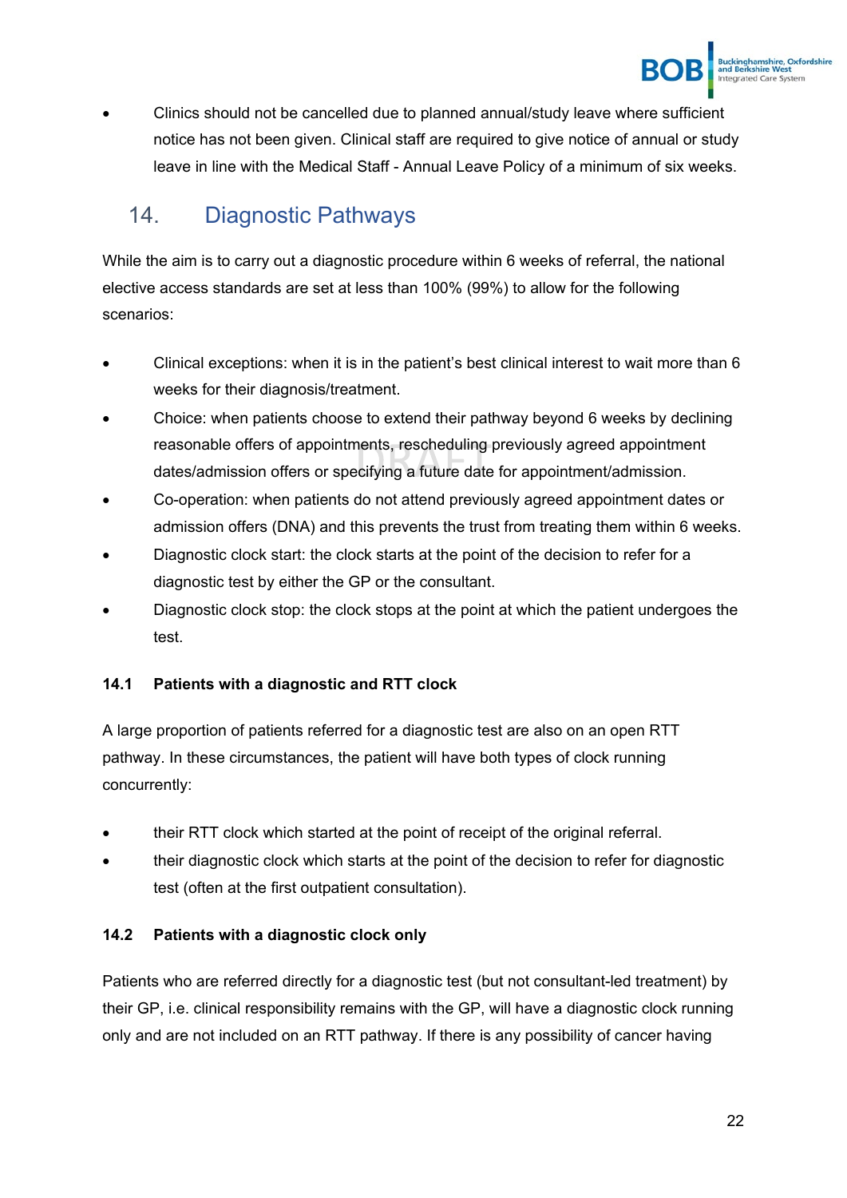- Clinics should not be cancelled due to planned annual/study leave where sufficient notice has not been given. Clinical staff are required to give notice of annual or study leave in line with the Medical Staff - Annual Leave Policy of a minimum of six weeks.

## 14. Diagnostic Pathways

While the aim is to carry out a diagnostic procedure within 6 weeks of referral, the national elective access standards are set at less than 100% (99%) to allow for the following scenarios:

- Clinical exceptions: when it is in the patient's best clinical interest to wait more than 6 weeks for their diagnosis/treatment.
- Choice: when patients choose to extend their pathway beyond 6 weeks by declining reasonable offers of appointments, rescheduling previously agreed appointment dates/admission offers or specifying a future date for appointment/admission.
- Co-operation: when patients do not attend previously agreed appointment dates or admission offers (DNA) and this prevents the trust from treating them within 6 weeks.
- Diagnostic clock start: the clock starts at the point of the decision to refer for a diagnostic test by either the GP or the consultant.
- Diagnostic clock stop: the clock stops at the point at which the patient undergoes the test.

### 14.1 Patients with a diagnostic and RTT clock

A large proportion of patients referred for a diagnostic test are also on an open RTT pathway. In these circumstances, the patient will have both types of clock running concurrently:

- their RTT clock which started at the point of receipt of the original referral.
- their diagnostic clock which starts at the point of the decision to refer for diagnostic test (often at the first outpatient consultation).

### 14.2 Patients with a diagnostic clock only

Patients who are referred directly for a diagnostic test (but not consultant-led treatment) by their GP, i.e. clinical responsibility remains with the GP, will have a diagnostic clock running only and are not included on an RTT pathway. If there is any possibility of cancer having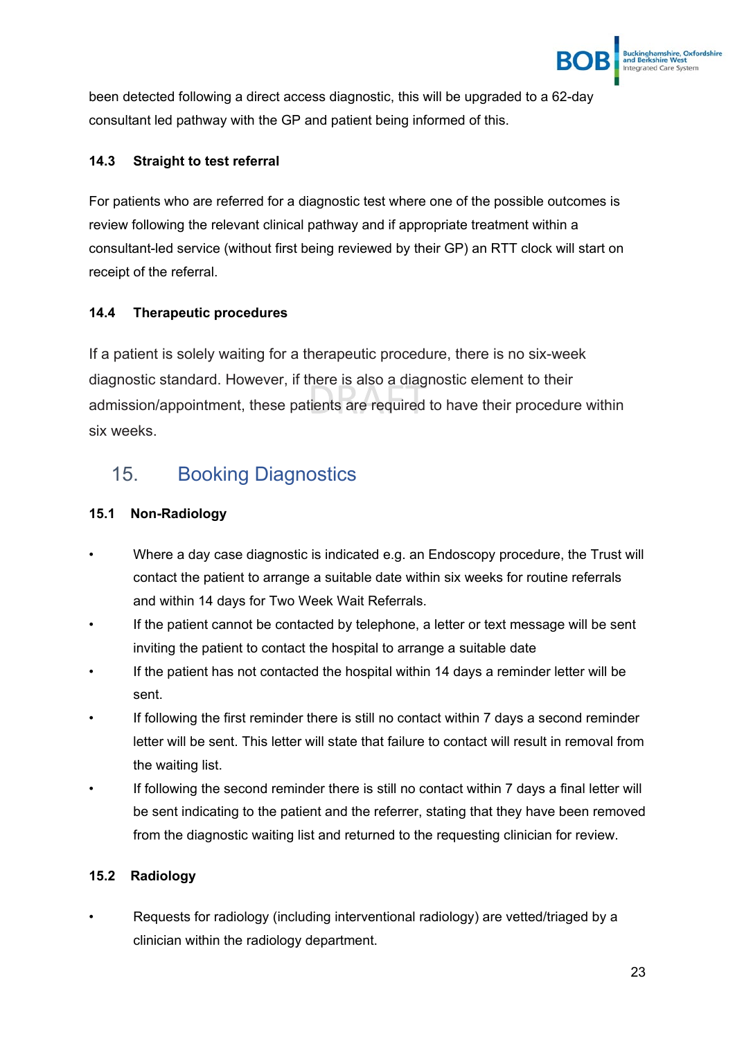been detected following a direct access diagnostic, this will be upgraded to a 62-day consultant led pathway with the GP and patient being informed of this.

### 14.3 Straight to test referral

For patients who are referred for a diagnostic test where one of the possible outcomes is review following the relevant clinical pathway and if appropriate treatment within a consultant-led service (without first being reviewed by their GP) an RTT clock will start on receipt of the referral.

### 14.4 Therapeutic procedures

If a patient is solely waiting for a therapeutic procedure, there is no six-week diagnostic standard. However, if there is also a diagnostic element to their admission/appointment, these patients are required to have their procedure within six weeks.

## 15. Booking Diagnostics

### 15.1 Non-Radiology

- Where a day case diagnostic is indicated e.g. an Endoscopy procedure, the Trust will contact the patient to arrange a suitable date within six weeks for routine referrals and within 14 days for Two Week Wait Referrals.
- If the patient cannot be contacted by telephone, a letter or text message will be sent inviting the patient to contact the hospital to arrange a suitable date
- If the patient has not contacted the hospital within 14 days a reminder letter will be sent.
- If following the first reminder there is still no contact within 7 days a second reminder letter will be sent. This letter will state that failure to contact will result in removal from the waiting list.
- If following the second reminder there is still no contact within 7 days a final letter will be sent indicating to the patient and the referrer, stating that they have been removed from the diagnostic waiting list and returned to the requesting clinician for review.

### 15.2 Radiology

- Requests for radiology (including interventional radiology) are vetted/triaged by a clinician within the radiology department.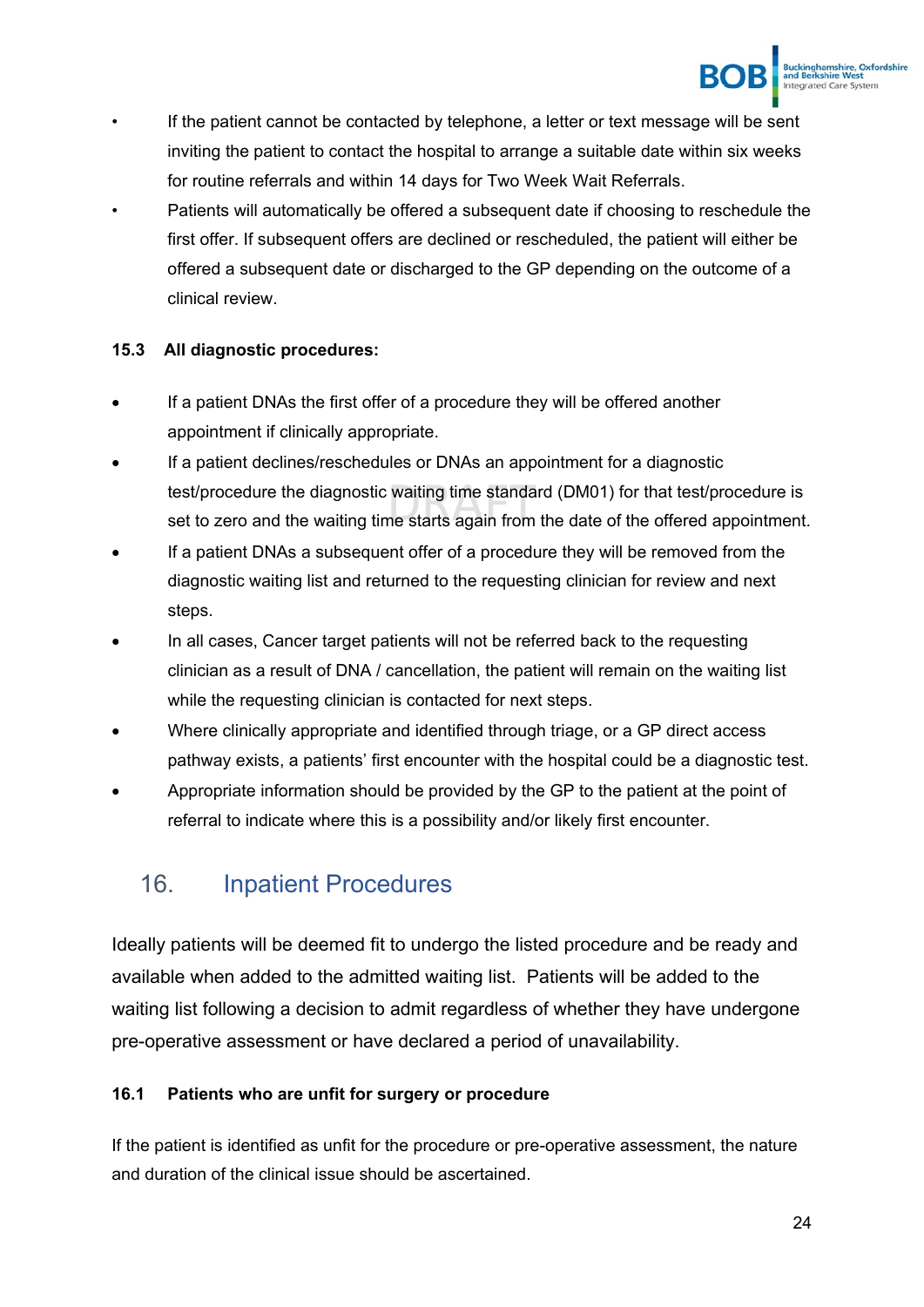- If the patient cannot be contacted by telephone, a letter or text message will be sent inviting the patient to contact the hospital to arrange a suitable date within six weeks for routine referrals and within 14 days for Two Week Wait Referrals.
- Patients will automatically be offered a subsequent date if choosing to reschedule the first offer. If subsequent offers are declined or rescheduled, the patient will either be offered a subsequent date or discharged to the GP depending on the outcome of a clinical review.

### 15.3 All diagnostic procedures:

- If a patient DNAs the first offer of a procedure they will be offered another appointment if clinically appropriate.
- If a patient declines/reschedules or DNAs an appointment for a diagnostic test/procedure the diagnostic waiting time standard (DM01) for that test/procedure is set to zero and the waiting time starts again from the date of the offered appointment.
- If a patient DNAs a subsequent offer of a procedure they will be removed from the diagnostic waiting list and returned to the requesting clinician for review and next steps.
- In all cases, Cancer target patients will not be referred back to the requesting clinician as a result of DNA / cancellation, the patient will remain on the waiting list while the requesting clinician is contacted for next steps.
- Where clinically appropriate and identified through triage, or a GP direct access pathway exists, a patients' first encounter with the hospital could be a diagnostic test.
- Appropriate information should be provided by the GP to the patient at the point of referral to indicate where this is a possibility and/or likely first encounter.

## 16. Inpatient Procedures

Ideally patients will be deemed fit to undergo the listed procedure and be ready and available when added to the admitted waiting list. Patients will be added to the waiting list following a decision to admit regardless of whether they have undergone pre-operative assessment or have declared a period of unavailability.

### 16.1 Patients who are unfit for surgery or procedure

If the patient is identified as unfit for the procedure or pre-operative assessment, the nature and duration of the clinical issue should be ascertained.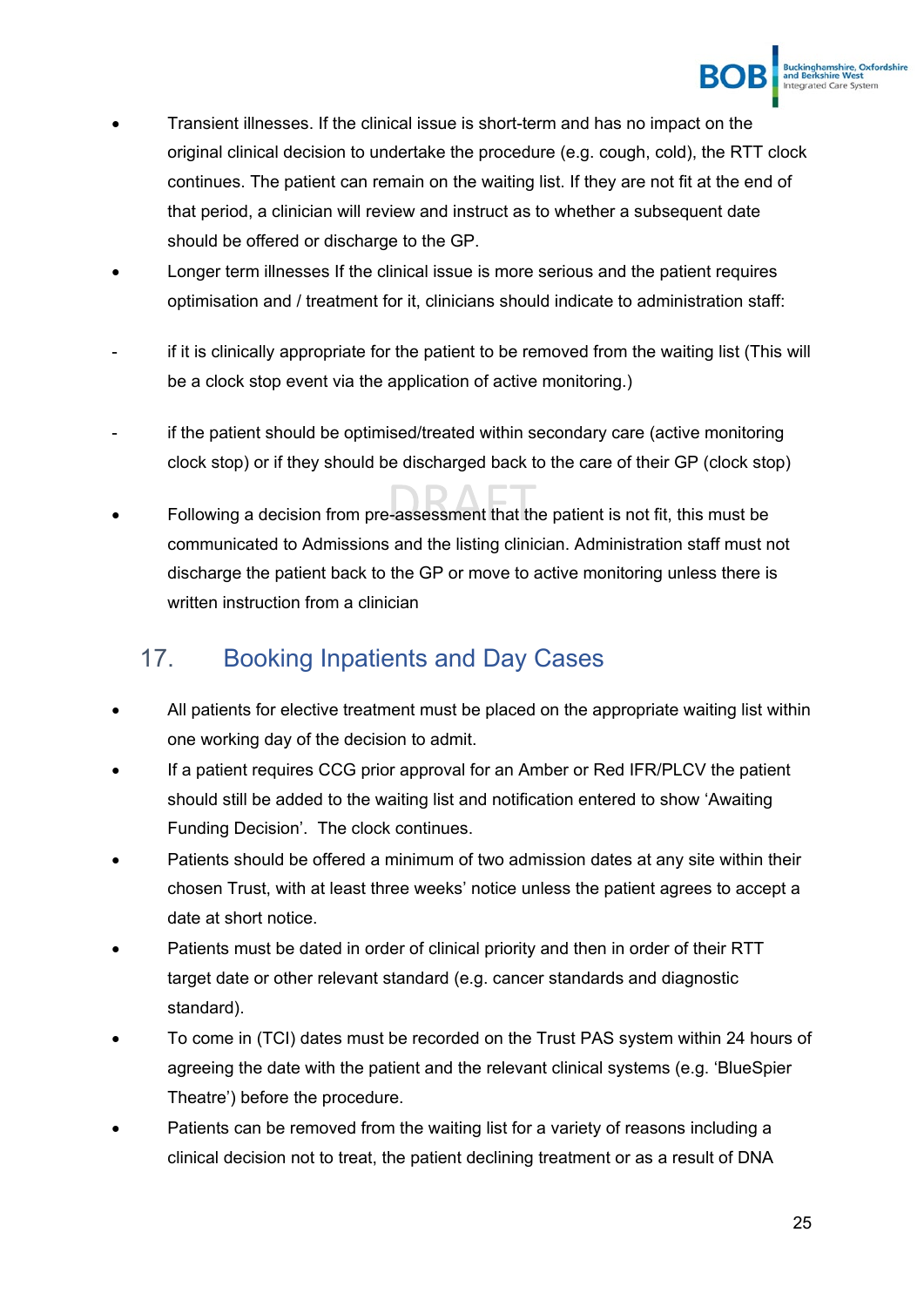- Transient illnesses. If the clinical issue is short-term and has no impact on the original clinical decision to undertake the procedure (e.g. cough, cold), the RTT clock continues. The patient can remain on the waiting list. If they are not fit at the end of that period, a clinician will review and instruct as to whether a subsequent date should be offered or discharge to the GP.
- Longer term illnesses If the clinical issue is more serious and the patient requires optimisation and / treatment for it, clinicians should indicate to administration staff:

  - if it is clinically appropriate for the patient to be removed from the waiting list (This will be a clock stop event via the application of active monitoring.)

  - if the patient should be optimised/treated within secondary care (active monitoring clock stop) or if they should be discharged back to the care of their GP (clock stop)

- Following a decision from pre-assessment that the patient is not fit, this must be communicated to Admissions and the listing clinician. Administration staff must not discharge the patient back to the GP or move to active monitoring unless there is written instruction from a clinician

## 17. Booking Inpatients and Day Cases

- All patients for elective treatment must be placed on the appropriate waiting list within one working day of the decision to admit.
- If a patient requires CCG prior approval for an Amber or Red IFR/PLCV the patient should still be added to the waiting list and notification entered to show 'Awaiting Funding Decision'. The clock continues.
- Patients should be offered a minimum of two admission dates at any site within their chosen Trust, with at least three weeks' notice unless the patient agrees to accept a date at short notice.
- Patients must be dated in order of clinical priority and then in order of their RTT target date or other relevant standard (e.g. cancer standards and diagnostic standard).
- To come in (TCI) dates must be recorded on the Trust PAS system within 24 hours of agreeing the date with the patient and the relevant clinical systems (e.g. 'BlueSpier Theatre') before the procedure.
- Patients can be removed from the waiting list for a variety of reasons including a clinical decision not to treat, the patient declining treatment or as a result of DNA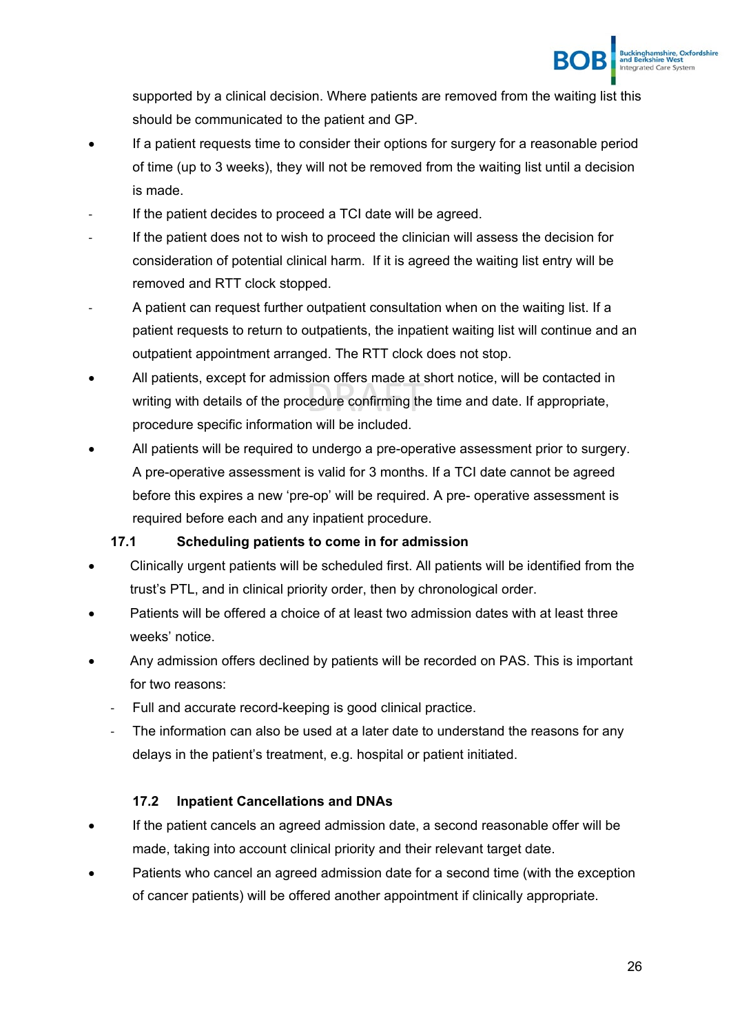supported by a clinical decision. Where patients are removed from the waiting list this should be communicated to the patient and GP.

- If a patient requests time to consider their options for surgery for a reasonable period of time (up to 3 weeks), they will not be removed from the waiting list until a decision is made.
  - If the patient decides to proceed a TCI date will be agreed.
  - If the patient does not to wish to proceed the clinician will assess the decision for consideration of potential clinical harm. If it is agreed the waiting list entry will be removed and RTT clock stopped.
  - A patient can request further outpatient consultation when on the waiting list. If a patient requests to return to outpatients, the inpatient waiting list will continue and an outpatient appointment arranged. The RTT clock does not stop.
- All patients, except for admission offers made at short notice, will be contacted in writing with details of the procedure confirming the time and date. If appropriate, procedure specific information will be included.
- All patients will be required to undergo a pre-operative assessment prior to surgery. A pre-operative assessment is valid for 3 months. If a TCI date cannot be agreed before this expires a new 'pre-op' will be required. A pre- operative assessment is required before each and any inpatient procedure.

### 17.1 Scheduling patients to come in for admission

- Clinically urgent patients will be scheduled first. All patients will be identified from the trust's PTL, and in clinical priority order, then by chronological order.
- Patients will be offered a choice of at least two admission dates with at least three weeks' notice.
- Any admission offers declined by patients will be recorded on PAS. This is important for two reasons:
  - Full and accurate record-keeping is good clinical practice.
  - The information can also be used at a later date to understand the reasons for any delays in the patient's treatment, e.g. hospital or patient initiated.

### 17.2 Inpatient Cancellations and DNAs

- If the patient cancels an agreed admission date, a second reasonable offer will be made, taking into account clinical priority and their relevant target date.
- Patients who cancel an agreed admission date for a second time (with the exception of cancer patients) will be offered another appointment if clinically appropriate.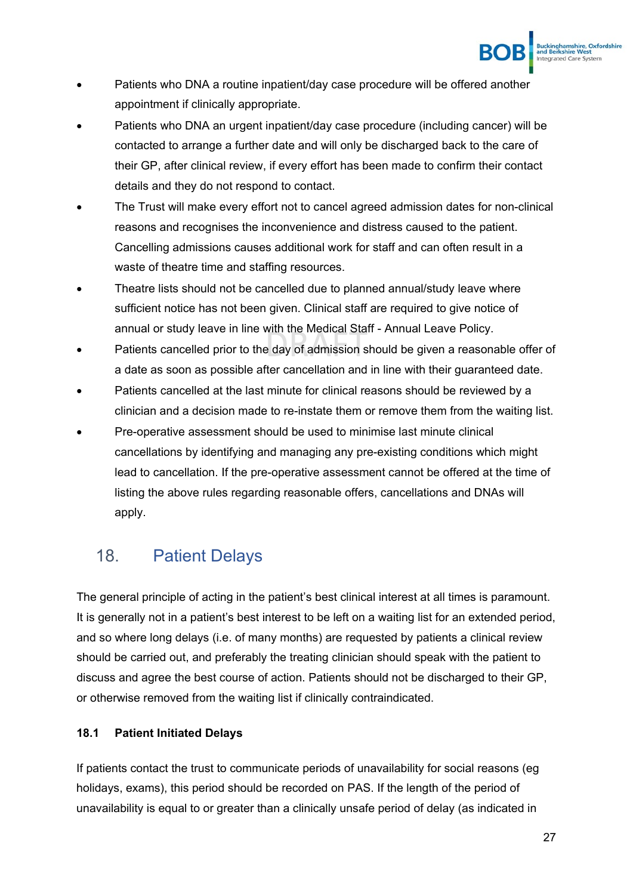- Patients who DNA a routine inpatient/day case procedure will be offered another appointment if clinically appropriate.
- Patients who DNA an urgent inpatient/day case procedure (including cancer) will be contacted to arrange a further date and will only be discharged back to the care of their GP, after clinical review, if every effort has been made to confirm their contact details and they do not respond to contact.
- The Trust will make every effort not to cancel agreed admission dates for non-clinical reasons and recognises the inconvenience and distress caused to the patient. Cancelling admissions causes additional work for staff and can often result in a waste of theatre time and staffing resources.
- Theatre lists should not be cancelled due to planned annual/study leave where sufficient notice has not been given. Clinical staff are required to give notice of annual or study leave in line with the Medical Staff - Annual Leave Policy.
- Patients cancelled prior to the day of admission should be given a reasonable offer of a date as soon as possible after cancellation and in line with their guaranteed date.
- Patients cancelled at the last minute for clinical reasons should be reviewed by a clinician and a decision made to re-instate them or remove them from the waiting list.
- Pre-operative assessment should be used to minimise last minute clinical cancellations by identifying and managing any pre-existing conditions which might lead to cancellation. If the pre-operative assessment cannot be offered at the time of listing the above rules regarding reasonable offers, cancellations and DNAs will apply.

## 18. Patient Delays

The general principle of acting in the patient's best clinical interest at all times is paramount. It is generally not in a patient's best interest to be left on a waiting list for an extended period, and so where long delays (i.e. of many months) are requested by patients a clinical review should be carried out, and preferably the treating clinician should speak with the patient to discuss and agree the best course of action. Patients should not be discharged to their GP, or otherwise removed from the waiting list if clinically contraindicated.

### 18.1 Patient Initiated Delays

If patients contact the trust to communicate periods of unavailability for social reasons (eg holidays, exams), this period should be recorded on PAS. If the length of the period of unavailability is equal to or greater than a clinically unsafe period of delay (as indicated in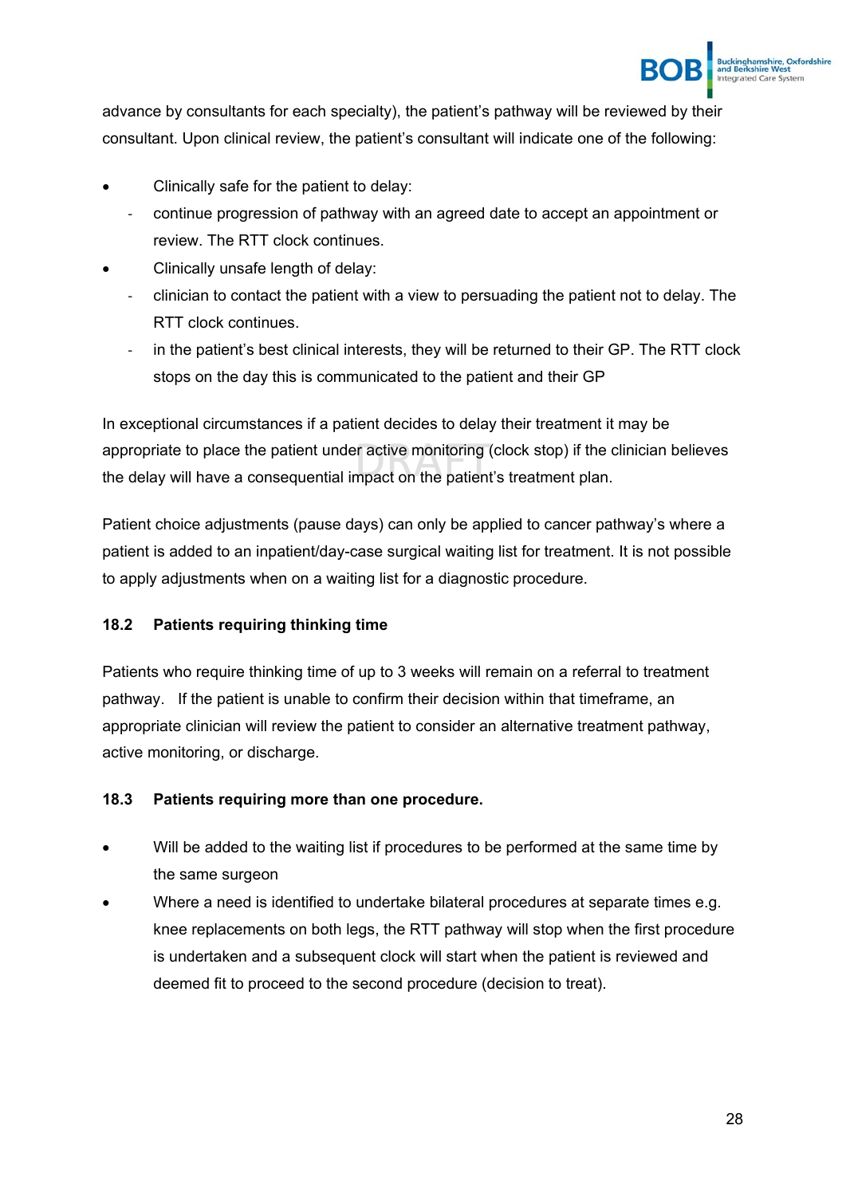advance by consultants for each specialty), the patient's pathway will be reviewed by their consultant. Upon clinical review, the patient's consultant will indicate one of the following:

- Clinically safe for the patient to delay:
  - continue progression of pathway with an agreed date to accept an appointment or review. The RTT clock continues.
- Clinically unsafe length of delay:
  - clinician to contact the patient with a view to persuading the patient not to delay. The RTT clock continues.
  - in the patient's best clinical interests, they will be returned to their GP. The RTT clock stops on the day this is communicated to the patient and their GP

In exceptional circumstances if a patient decides to delay their treatment it may be appropriate to place the patient under active monitoring (clock stop) if the clinician believes the delay will have a consequential impact on the patient's treatment plan.

Patient choice adjustments (pause days) can only be applied to cancer pathway's where a patient is added to an inpatient/day-case surgical waiting list for treatment. It is not possible to apply adjustments when on a waiting list for a diagnostic procedure.

### 18.2 Patients requiring thinking time

Patients who require thinking time of up to 3 weeks will remain on a referral to treatment pathway. If the patient is unable to confirm their decision within that timeframe, an appropriate clinician will review the patient to consider an alternative treatment pathway, active monitoring, or discharge.

### 18.3 Patients requiring more than one procedure.

- Will be added to the waiting list if procedures to be performed at the same time by the same surgeon
- Where a need is identified to undertake bilateral procedures at separate times e.g. knee replacements on both legs, the RTT pathway will stop when the first procedure is undertaken and a subsequent clock will start when the patient is reviewed and deemed fit to proceed to the second procedure (decision to treat).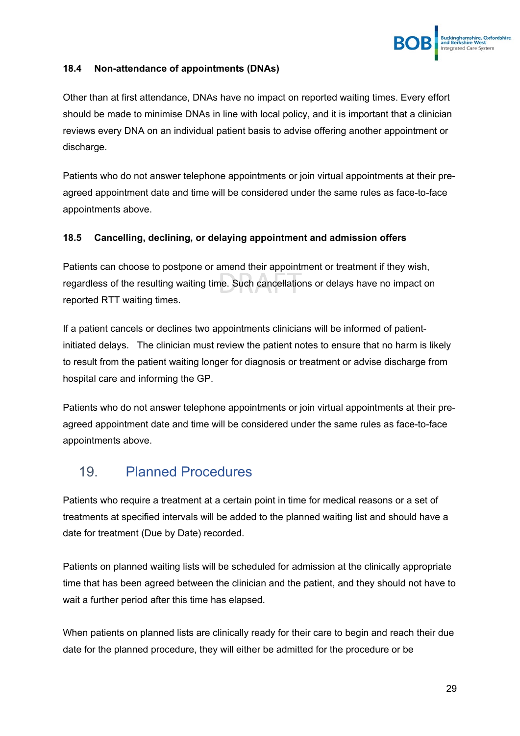### 18.4 Non-attendance of appointments (DNAs)

Other than at first attendance, DNAs have no impact on reported waiting times. Every effort should be made to minimise DNAs in line with local policy, and it is important that a clinician reviews every DNA on an individual patient basis to advise offering another appointment or discharge.

Patients who do not answer telephone appointments or join virtual appointments at their pre-agreed appointment date and time will be considered under the same rules as face-to-face appointments above.

### 18.5 Cancelling, declining, or delaying appointment and admission offers

Patients can choose to postpone or amend their appointment or treatment if they wish, regardless of the resulting waiting time. Such cancellations or delays have no impact on reported RTT waiting times.

If a patient cancels or declines two appointments clinicians will be informed of patient-initiated delays. The clinician must review the patient notes to ensure that no harm is likely to result from the patient waiting longer for diagnosis or treatment or advise discharge from hospital care and informing the GP.

Patients who do not answer telephone appointments or join virtual appointments at their pre-agreed appointment date and time will be considered under the same rules as face-to-face appointments above.

## 19. Planned Procedures

Patients who require a treatment at a certain point in time for medical reasons or a set of treatments at specified intervals will be added to the planned waiting list and should have a date for treatment (Due by Date) recorded.

Patients on planned waiting lists will be scheduled for admission at the clinically appropriate time that has been agreed between the clinician and the patient, and they should not have to wait a further period after this time has elapsed.

When patients on planned lists are clinically ready for their care to begin and reach their due date for the planned procedure, they will either be admitted for the procedure or be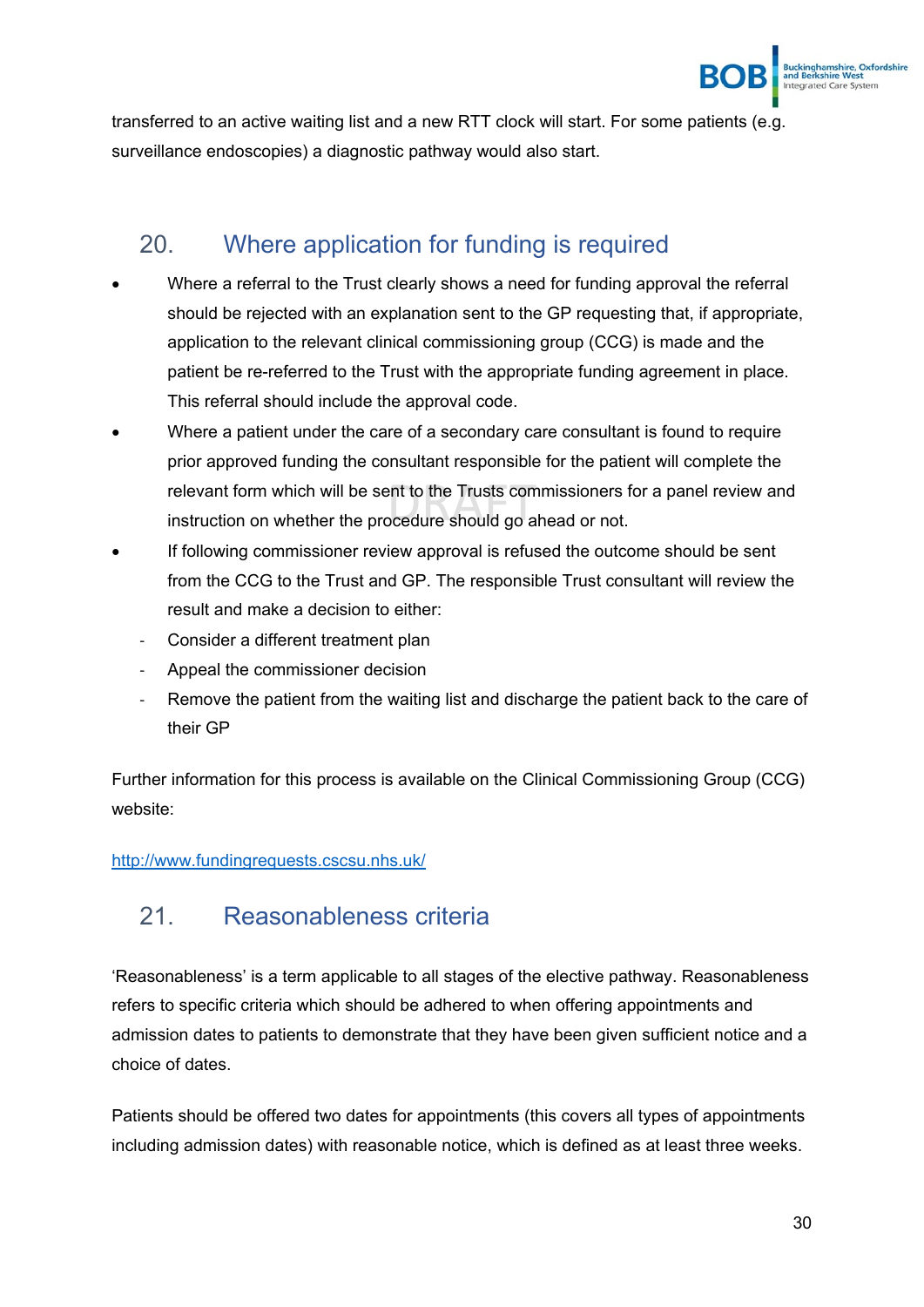transferred to an active waiting list and a new RTT clock will start. For some patients (e.g. surveillance endoscopies) a diagnostic pathway would also start.

## 20. Where application for funding is required

- Where a referral to the Trust clearly shows a need for funding approval the referral should be rejected with an explanation sent to the GP requesting that, if appropriate, application to the relevant clinical commissioning group (CCG) is made and the patient be re-referred to the Trust with the appropriate funding agreement in place. This referral should include the approval code.
- Where a patient under the care of a secondary care consultant is found to require prior approved funding the consultant responsible for the patient will complete the relevant form which will be sent to the Trusts commissioners for a panel review and instruction on whether the procedure should go ahead or not.
- If following commissioner review approval is refused the outcome should be sent from the CCG to the Trust and GP. The responsible Trust consultant will review the result and make a decision to either:
  - Consider a different treatment plan
  - Appeal the commissioner decision
  - Remove the patient from the waiting list and discharge the patient back to the care of their GP

Further information for this process is available on the Clinical Commissioning Group (CCG) website:

http://www.fundingrequests.cscsu.nhs.uk/

## 21. Reasonableness criteria

'Reasonableness' is a term applicable to all stages of the elective pathway. Reasonableness refers to specific criteria which should be adhered to when offering appointments and admission dates to patients to demonstrate that they have been given sufficient notice and a choice of dates.

Patients should be offered two dates for appointments (this covers all types of appointments including admission dates) with reasonable notice, which is defined as at least three weeks.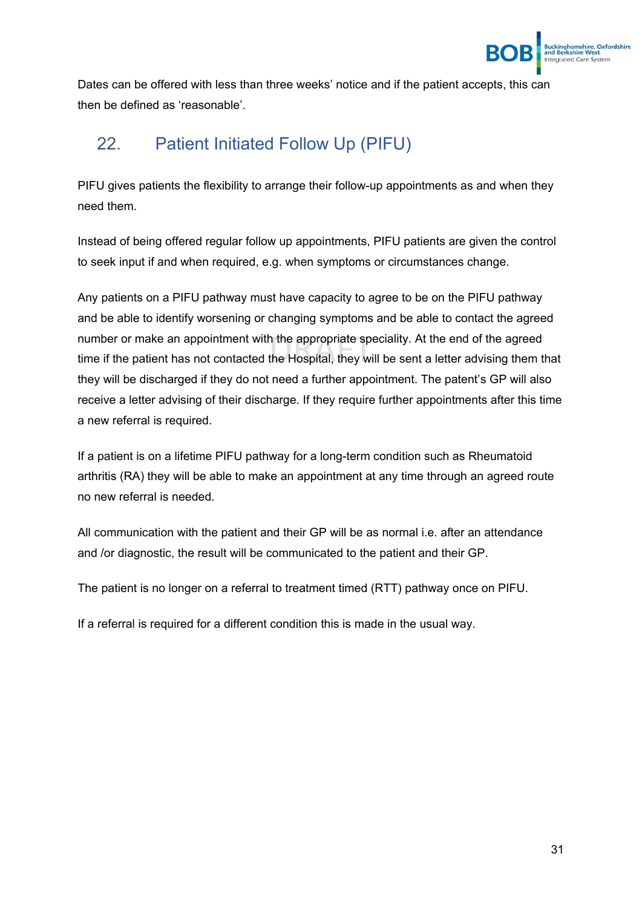Dates can be offered with less than three weeks' notice and if the patient accepts, this can then be defined as 'reasonable'.

## 22. Patient Initiated Follow Up (PIFU)

PIFU gives patients the flexibility to arrange their follow-up appointments as and when they need them.

Instead of being offered regular follow up appointments, PIFU patients are given the control to seek input if and when required, e.g. when symptoms or circumstances change.

Any patients on a PIFU pathway must have capacity to agree to be on the PIFU pathway and be able to identify worsening or changing symptoms and be able to contact the agreed number or make an appointment with the appropriate speciality. At the end of the agreed time if the patient has not contacted the Hospital, they will be sent a letter advising them that they will be discharged if they do not need a further appointment. The patent's GP will also receive a letter advising of their discharge. If they require further appointments after this time a new referral is required.

If a patient is on a lifetime PIFU pathway for a long-term condition such as Rheumatoid arthritis (RA) they will be able to make an appointment at any time through an agreed route no new referral is needed.

All communication with the patient and their GP will be as normal i.e. after an attendance and /or diagnostic, the result will be communicated to the patient and their GP.

The patient is no longer on a referral to treatment timed (RTT) pathway once on PIFU.

If a referral is required for a different condition this is made in the usual way.